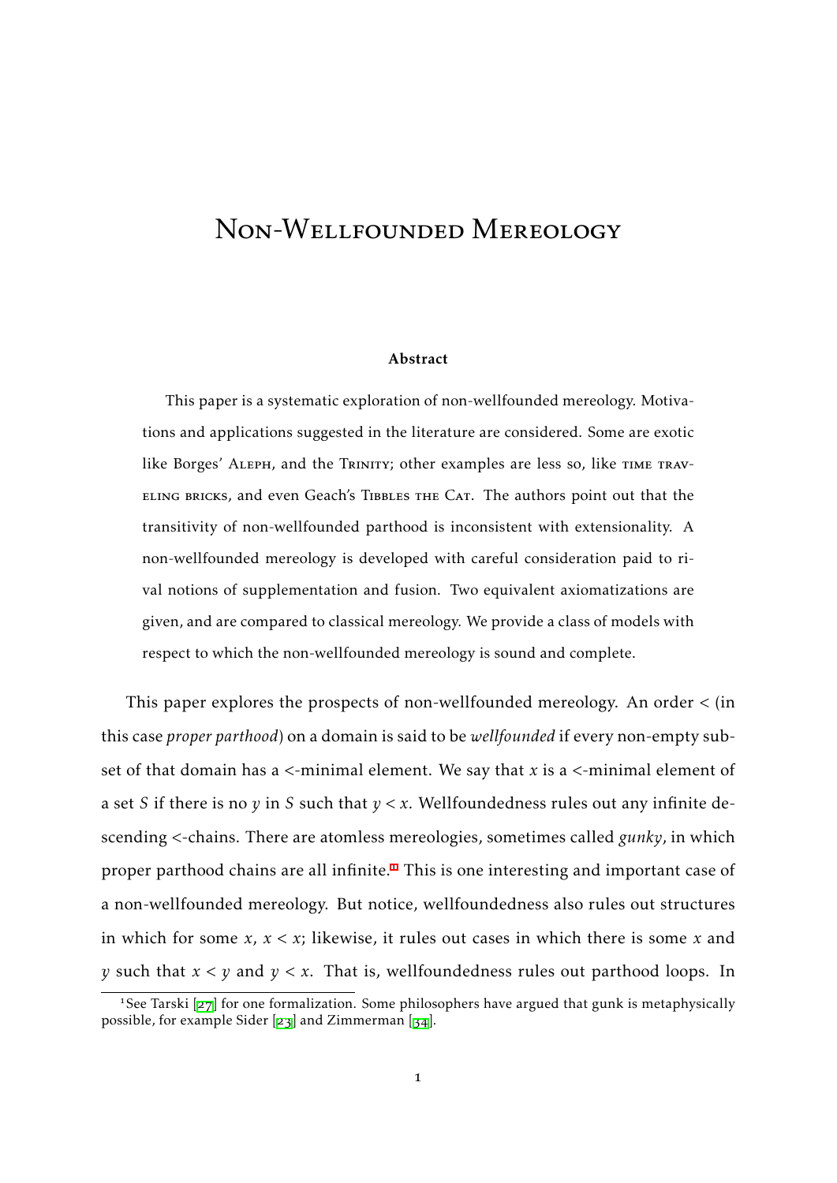# Non-Wellfounded Mereology

**Abstract**

This paper is a systematic exploration of non-wellfounded mereology. Motivations and applications suggested in the literature are considered. Some are exotic like Borges' Aleph, and the Trinity; other examples are less so, like time traveling bricks, and even Geach's Tibbles the Cat. The authors point out that the transitivity of non-wellfounded parthood is inconsistent with extensionality. A non-wellfounded mereology is developed with careful consideration paid to rival notions of supplementation and fusion. Two equivalent axiomatizations are given, and are compared to classical mereology. We provide a class of models with respect to which the non-wellfounded mereology is sound and complete.

This paper explores the prospects of non-wellfounded mereology. An order $<$ (in this case *proper parthood*) on a domain is said to be *wellfounded* if every non-empty subset of that domain has a $<$-minimal element. We say that $x$ is a $<$-minimal element of a set $S$ if there is no $y$ in $S$ such that $y < x$. Wellfoundedness rules out any infinite descending $<$-chains. There are atomless mereologies, sometimes called *gunky*, in which proper parthood chains are all infinite.[1] This is one interesting and important case of a non-wellfounded mereology. But notice, wellfoundedness also rules out structures in which for some $x$, $x < x$; likewise, it rules out cases in which there is some $x$ and $y$ such that $x < y$ and $y < x$. That is, wellfoundedness rules out parthood loops. In

[1] See Tarski [27] for one formalization. Some philosophers have argued that gunk is metaphysically possible, for example Sider [23] and Zimmerman [34].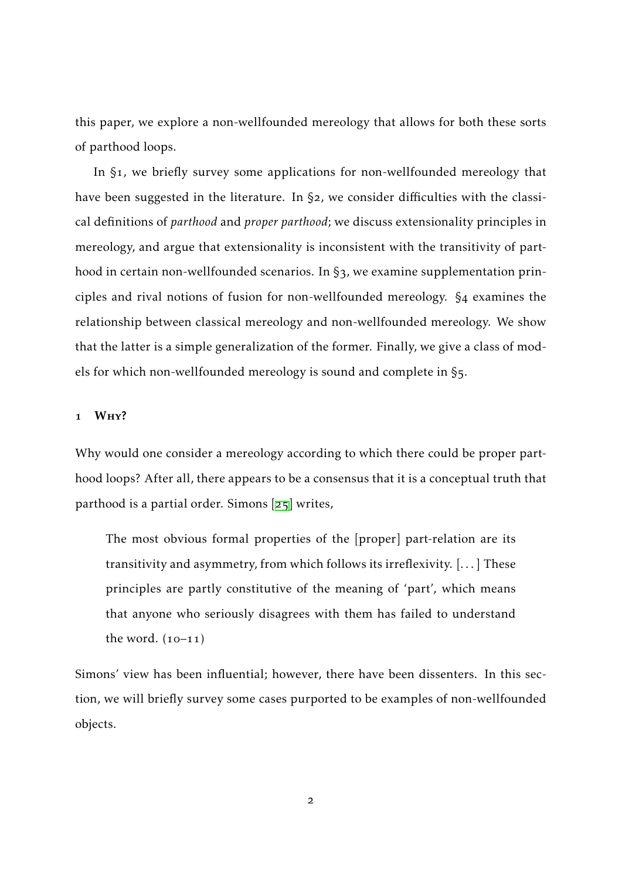this paper, we explore a non-wellfounded mereology that allows for both these sorts of parthood loops.

In §1, we briefly survey some applications for non-wellfounded mereology that have been suggested in the literature. In §2, we consider difficulties with the classical definitions of *parthood* and *proper parthood*; we discuss extensionality principles in mereology, and argue that extensionality is inconsistent with the transitivity of parthood in certain non-wellfounded scenarios. In §3, we examine supplementation principles and rival notions of fusion for non-wellfounded mereology. §4 examines the relationship between classical mereology and non-wellfounded mereology. We show that the latter is a simple generalization of the former. Finally, we give a class of models for which non-wellfounded mereology is sound and complete in §5.

## 1 Why?

Why would one consider a mereology according to which there could be proper parthood loops? After all, there appears to be a consensus that it is a conceptual truth that parthood is a partial order. Simons [25] writes,

> The most obvious formal properties of the [proper] part-relation are its transitivity and asymmetry, from which follows its irreflexivity. [...] These principles are partly constitutive of the meaning of 'part', which means that anyone who seriously disagrees with them has failed to understand the word. (10–11)

Simons' view has been influential; however, there have been dissenters. In this section, we will briefly survey some cases purported to be examples of non-wellfounded objects.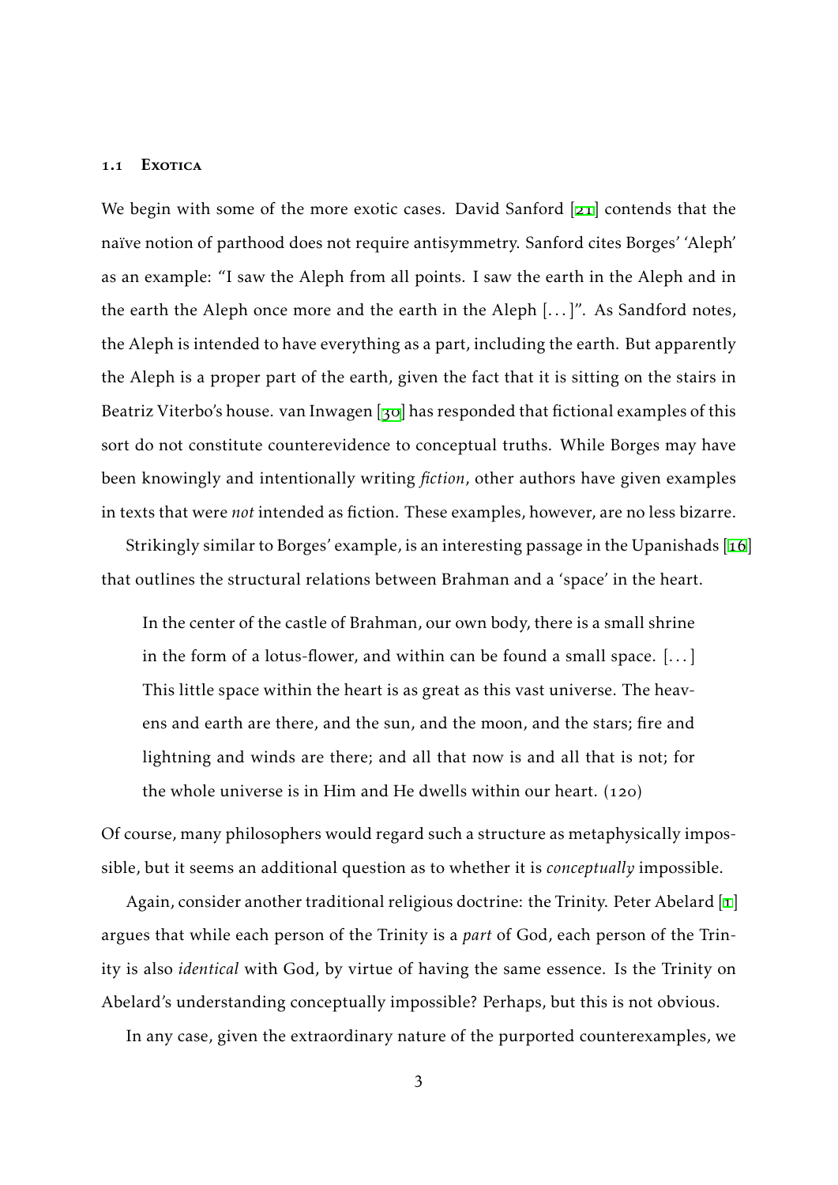### 1.1 Exotica

We begin with some of the more exotic cases. David Sanford [21] contends that the naïve notion of parthood does not require antisymmetry. Sanford cites Borges' 'Aleph' as an example: "I saw the Aleph from all points. I saw the earth in the Aleph and in the earth the Aleph once more and the earth in the Aleph [...]". As Sandford notes, the Aleph is intended to have everything as a part, including the earth. But apparently the Aleph is a proper part of the earth, given the fact that it is sitting on the stairs in Beatriz Viterbo's house. van Inwagen [30] has responded that fictional examples of this sort do not constitute counterevidence to conceptual truths. While Borges may have been knowingly and intentionally writing *fiction*, other authors have given examples in texts that were *not* intended as fiction. These examples, however, are no less bizarre.

Strikingly similar to Borges' example, is an interesting passage in the Upanishads [16] that outlines the structural relations between Brahman and a 'space' in the heart.

> In the center of the castle of Brahman, our own body, there is a small shrine in the form of a lotus-flower, and within can be found a small space. [...] This little space within the heart is as great as this vast universe. The heavens and earth are there, and the sun, and the moon, and the stars; fire and lightning and winds are there; and all that now is and all that is not; for the whole universe is in Him and He dwells within our heart. (120)

Of course, many philosophers would regard such a structure as metaphysically impossible, but it seems an additional question as to whether it is *conceptually* impossible.

Again, consider another traditional religious doctrine: the Trinity. Peter Abelard [1] argues that while each person of the Trinity is a *part* of God, each person of the Trinity is also *identical* with God, by virtue of having the same essence. Is the Trinity on Abelard's understanding conceptually impossible? Perhaps, but this is not obvious.

In any case, given the extraordinary nature of the purported counterexamples, we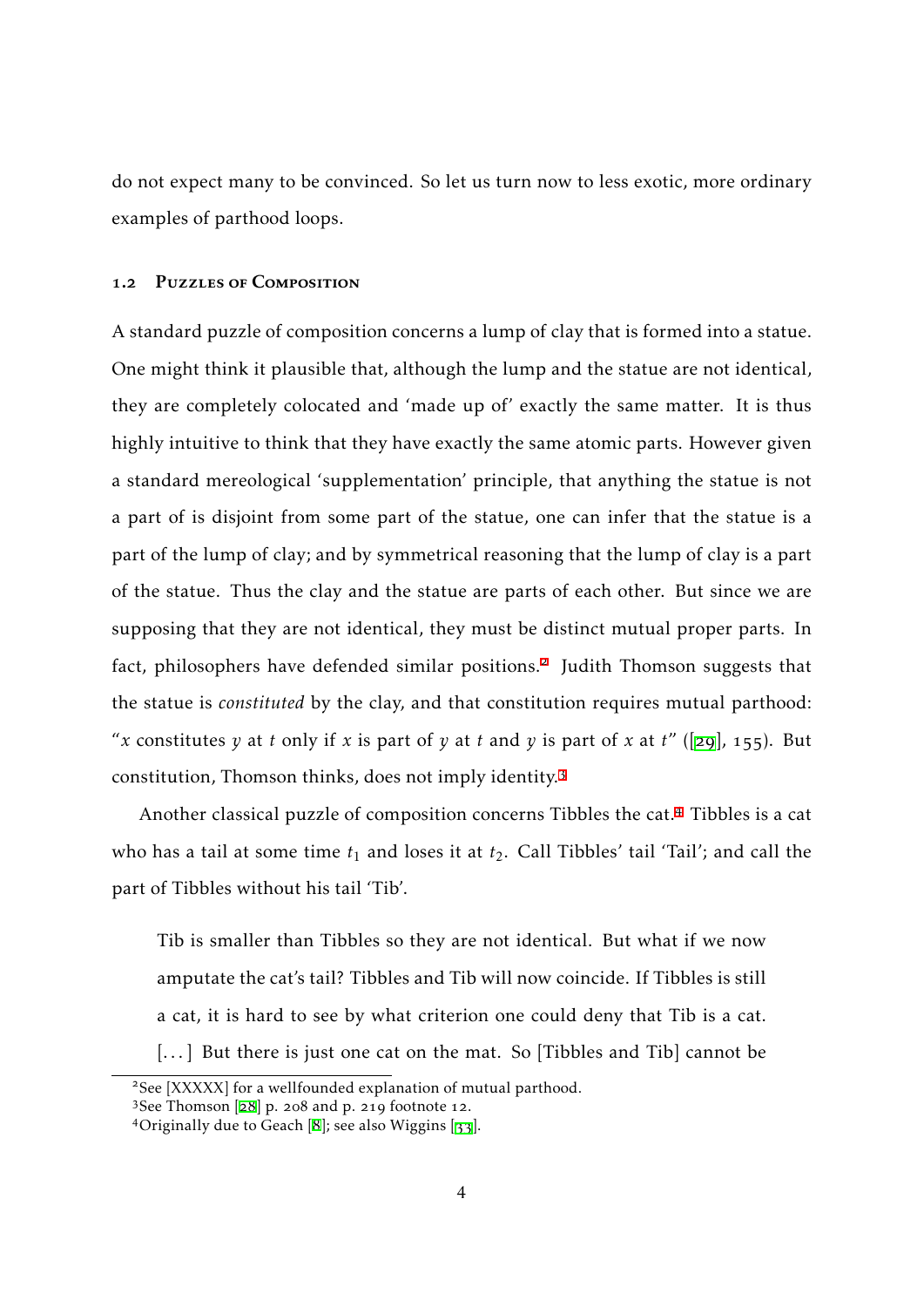do not expect many to be convinced. So let us turn now to less exotic, more ordinary examples of parthood loops.

### 1.2 Puzzles of Composition

A standard puzzle of composition concerns a lump of clay that is formed into a statue. One might think it plausible that, although the lump and the statue are not identical, they are completely colocated and 'made up of' exactly the same matter. It is thus highly intuitive to think that they have exactly the same atomic parts. However given a standard mereological 'supplementation' principle, that anything the statue is not a part of is disjoint from some part of the statue, one can infer that the statue is a part of the lump of clay; and by symmetrical reasoning that the lump of clay is a part of the statue. Thus the clay and the statue are parts of each other. But since we are supposing that they are not identical, they must be distinct mutual proper parts. In fact, philosophers have defended similar positions.[2] Judith Thomson suggests that the statue is *constituted* by the clay, and that constitution requires mutual parthood: "$x$ constitutes $y$ at $t$ only if $x$ is part of $y$ at $t$ and $y$ is part of $x$ at $t$" ([29], 155). But constitution, Thomson thinks, does not imply identity.[3]

Another classical puzzle of composition concerns Tibbles the cat.[4] Tibbles is a cat who has a tail at some time $t_1$ and loses it at $t_2$. Call Tibbles' tail 'Tail'; and call the part of Tibbles without his tail 'Tib'.

> Tib is smaller than Tibbles so they are not identical. But what if we now amputate the cat's tail? Tibbles and Tib will now coincide. If Tibbles is still a cat, it is hard to see by what criterion one could deny that Tib is a cat. [...] But there is just one cat on the mat. So [Tibbles and Tib] cannot be

---

[2] See [XXXXX] for a wellfounded explanation of mutual parthood.

[3] See Thomson [28] p. 208 and p. 219 footnote 12.

[4] Originally due to Geach [8]; see also Wiggins [33].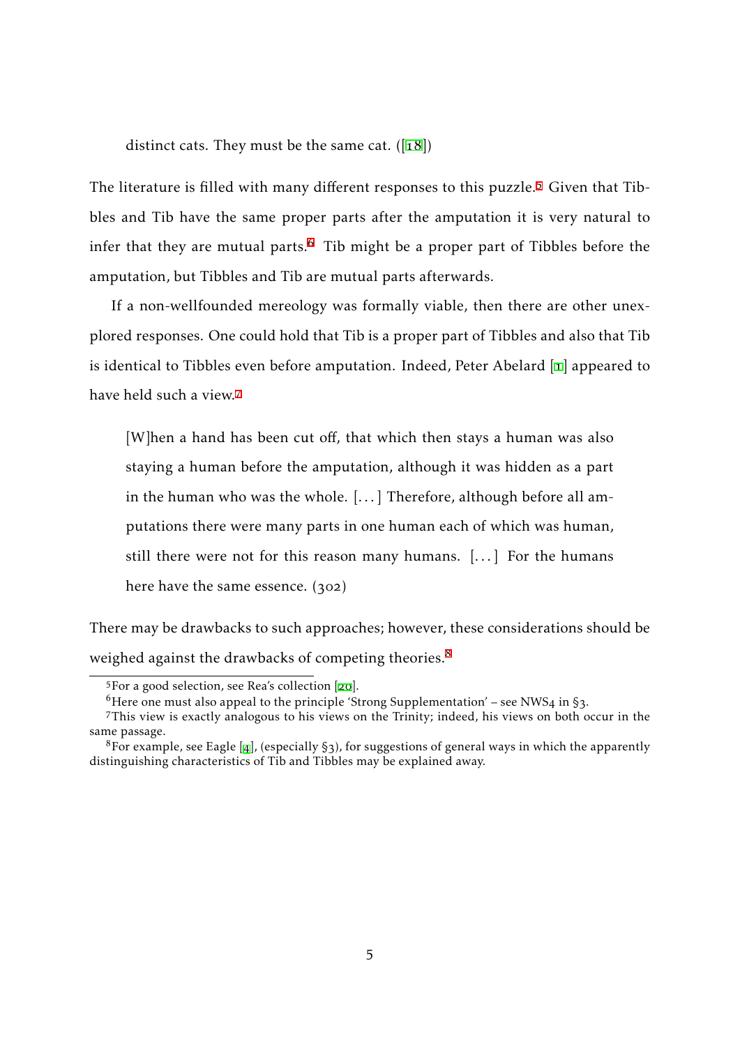> distinct cats. They must be the same cat. ([18])

The literature is filled with many different responses to this puzzle.[5] Given that Tibbles and Tib have the same proper parts after the amputation it is very natural to infer that they are mutual parts.[6] Tib might be a proper part of Tibbles before the amputation, but Tibbles and Tib are mutual parts afterwards.

If a non-wellfounded mereology was formally viable, then there are other unexplored responses. One could hold that Tib is a proper part of Tibbles and also that Tib is identical to Tibbles even before amputation. Indeed, Peter Abelard [1] appeared to have held such a view.[7]

> [W]hen a hand has been cut off, that which then stays a human was also staying a human before the amputation, although it was hidden as a part in the human who was the whole. [. . . ] Therefore, although before all amputations there were many parts in one human each of which was human, still there were not for this reason many humans. [. . . ] For the humans here have the same essence. (302)

There may be drawbacks to such approaches; however, these considerations should be weighed against the drawbacks of competing theories.[8]

---

[5] For a good selection, see Rea's collection [20].

[6] Here one must also appeal to the principle 'Strong Supplementation' – see NWS4 in §3.

[7] This view is exactly analogous to his views on the Trinity; indeed, his views on both occur in the same passage.

[8] For example, see Eagle [4], (especially §3), for suggestions of general ways in which the apparently distinguishing characteristics of Tib and Tibbles may be explained away.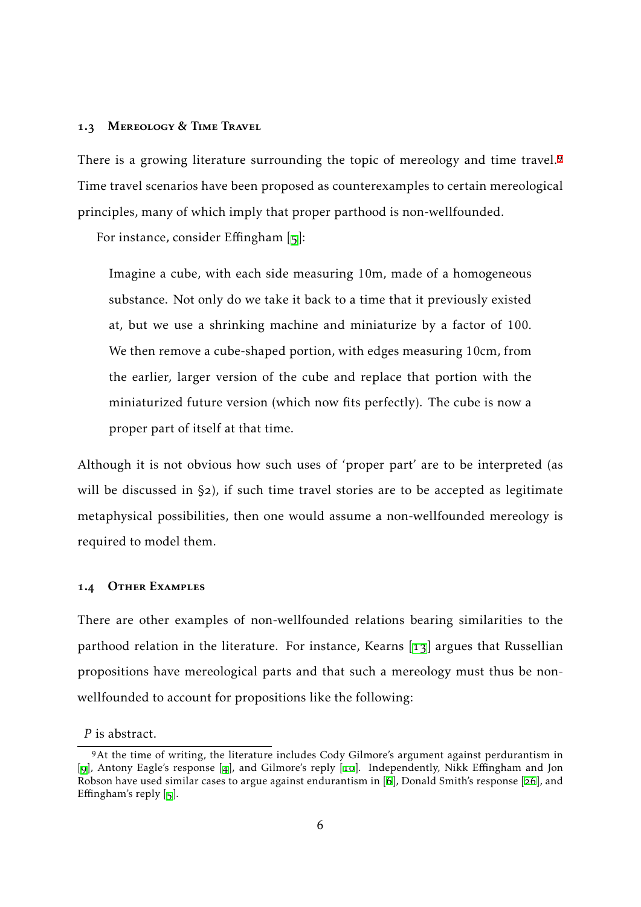### 1.3 Mereology & Time Travel

There is a growing literature surrounding the topic of mereology and time travel.[9] Time travel scenarios have been proposed as counterexamples to certain mereological principles, many of which imply that proper parthood is non-wellfounded.

For instance, consider Effingham [5]:

> Imagine a cube, with each side measuring 10m, made of a homogeneous substance. Not only do we take it back to a time that it previously existed at, but we use a shrinking machine and miniaturize by a factor of 100. We then remove a cube-shaped portion, with edges measuring 10cm, from the earlier, larger version of the cube and replace that portion with the miniaturized future version (which now fits perfectly). The cube is now a proper part of itself at that time.

Although it is not obvious how such uses of 'proper part' are to be interpreted (as will be discussed in §2), if such time travel stories are to be accepted as legitimate metaphysical possibilities, then one would assume a non-wellfounded mereology is required to model them.

### 1.4 Other Examples

There are other examples of non-wellfounded relations bearing similarities to the parthood relation in the literature. For instance, Kearns [13] argues that Russellian propositions have mereological parts and that such a mereology must thus be non-wellfounded to account for propositions like the following:

*P* is abstract.

[9] At the time of writing, the literature includes Cody Gilmore's argument against perdurantism in [9], Antony Eagle's response [4], and Gilmore's reply [10]. Independently, Nikk Effingham and Jon Robson have used similar cases to argue against endurantism in [6], Donald Smith's response [26], and Effingham's reply [5].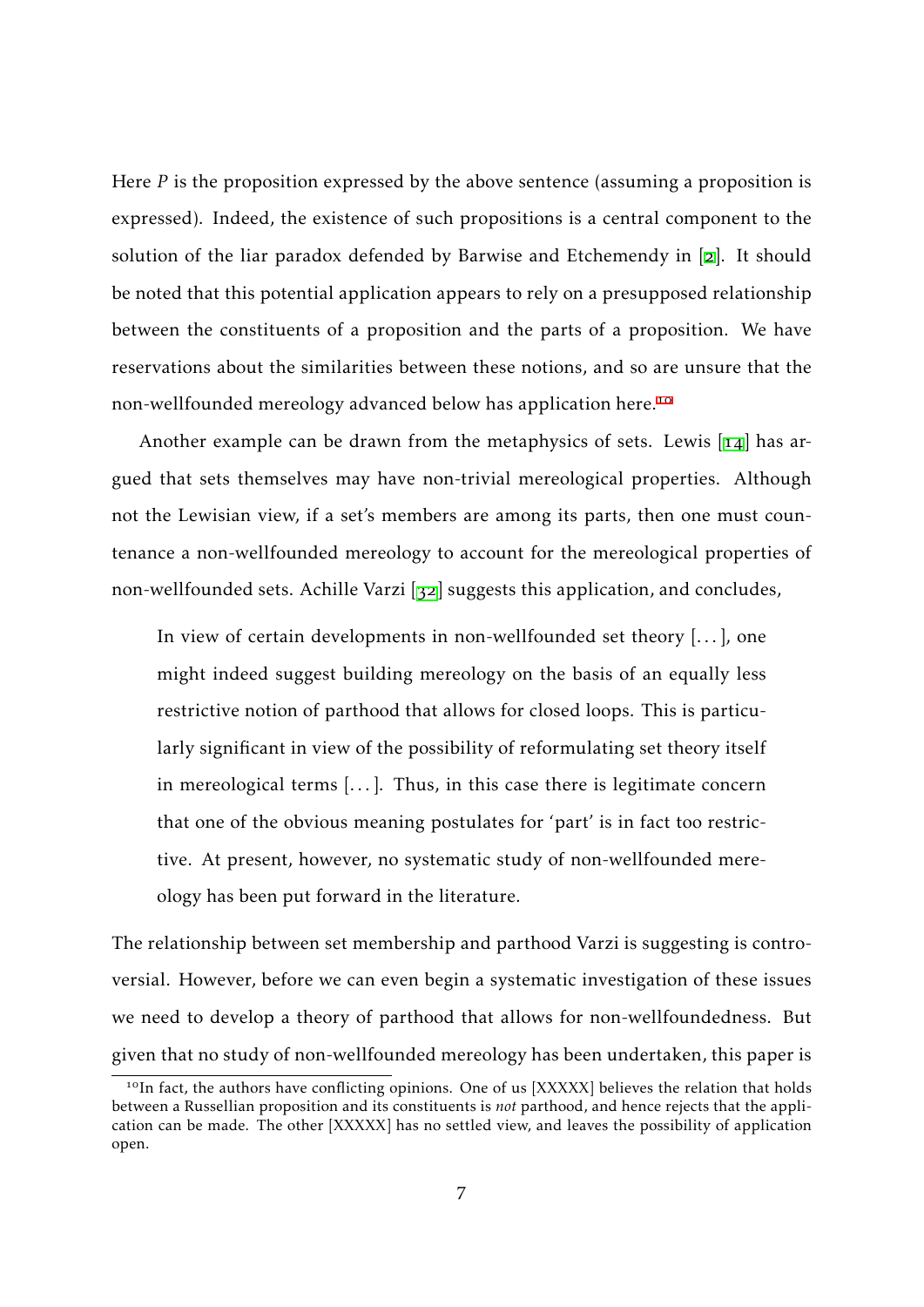Here $P$ is the proposition expressed by the above sentence (assuming a proposition is expressed). Indeed, the existence of such propositions is a central component to the solution of the liar paradox defended by Barwise and Etchemendy in [2]. It should be noted that this potential application appears to rely on a presupposed relationship between the constituents of a proposition and the parts of a proposition. We have reservations about the similarities between these notions, and so are unsure that the non-wellfounded mereology advanced below has application here.[10]

Another example can be drawn from the metaphysics of sets. Lewis [14] has argued that sets themselves may have non-trivial mereological properties. Although not the Lewisian view, if a set's members are among its parts, then one must countenance a non-wellfounded mereology to account for the mereological properties of non-wellfounded sets. Achille Varzi [32] suggests this application, and concludes,

> In view of certain developments in non-wellfounded set theory [...], one might indeed suggest building mereology on the basis of an equally less restrictive notion of parthood that allows for closed loops. This is particularly significant in view of the possibility of reformulating set theory itself in mereological terms [...]. Thus, in this case there is legitimate concern that one of the obvious meaning postulates for 'part' is in fact too restrictive. At present, however, no systematic study of non-wellfounded mereology has been put forward in the literature.

The relationship between set membership and parthood Varzi is suggesting is controversial. However, before we can even begin a systematic investigation of these issues we need to develop a theory of parthood that allows for non-wellfoundedness. But given that no study of non-wellfounded mereology has been undertaken, this paper is

[10] In fact, the authors have conflicting opinions. One of us [XXXXX] believes the relation that holds between a Russellian proposition and its constituents is *not* parthood, and hence rejects that the application can be made. The other [XXXXX] has no settled view, and leaves the possibility of application open.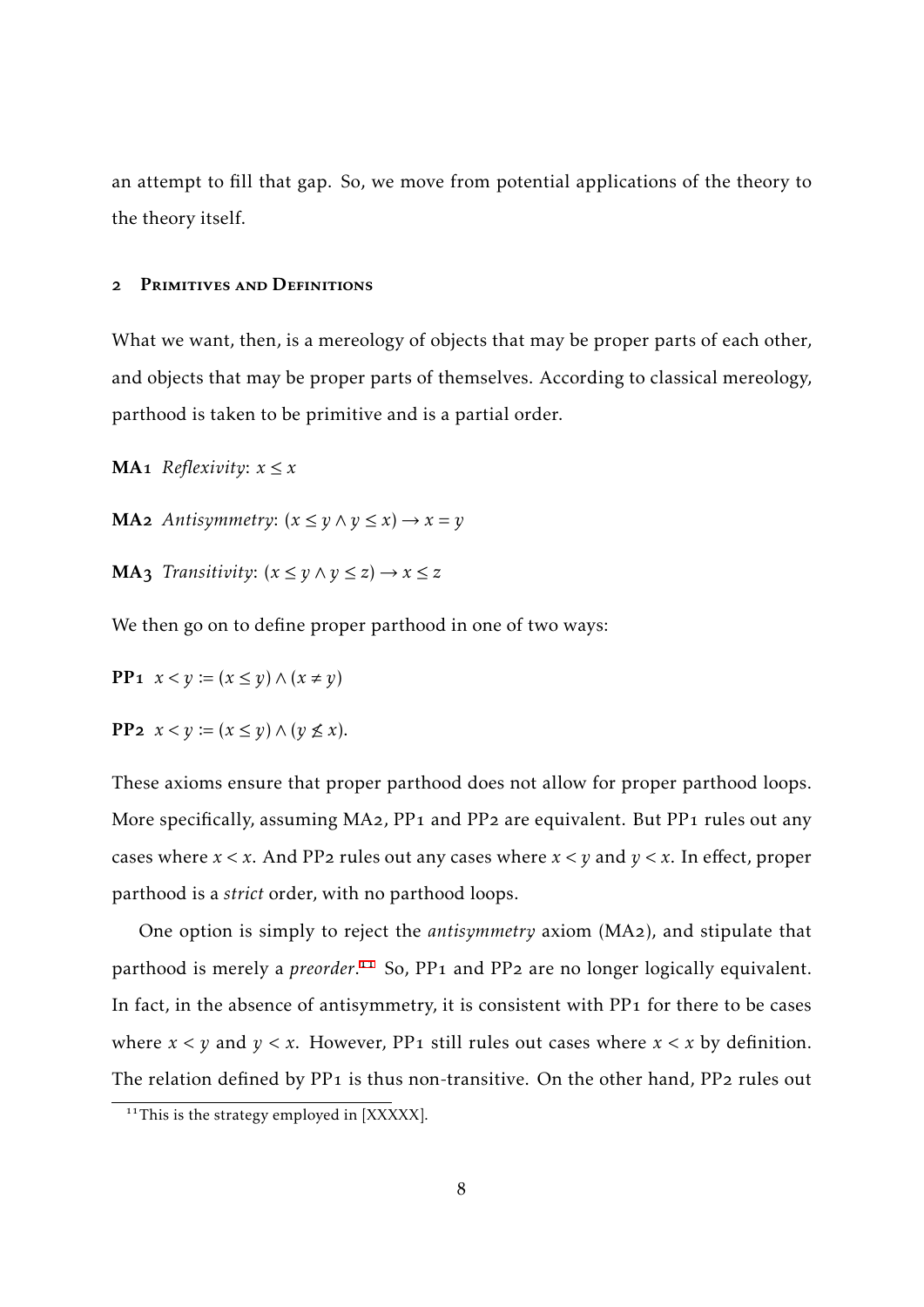an attempt to fill that gap. So, we move from potential applications of the theory to the theory itself.

## 2 Primitives and Definitions

What we want, then, is a mereology of objects that may be proper parts of each other, and objects that may be proper parts of themselves. According to classical mereology, parthood is taken to be primitive and is a partial order.

**MA1** *Reflexivity*: $x \leq x$

**MA2** *Antisymmetry*: $(x \leq y \wedge y \leq x) \rightarrow x = y$

**MA3** *Transitivity*: $(x \leq y \wedge y \leq z) \rightarrow x \leq z$

We then go on to define proper parthood in one of two ways:

**PP1** $x < y := (x \leq y) \wedge (x \neq y)$

**PP2** $x < y := (x \leq y) \wedge (y \nleq x)$.

These axioms ensure that proper parthood does not allow for proper parthood loops. More specifically, assuming MA2, PP1 and PP2 are equivalent. But PP1 rules out any cases where $x < x$. And PP2 rules out any cases where $x < y$ and $y < x$. In effect, proper parthood is a *strict* order, with no parthood loops.

One option is simply to reject the *antisymmetry* axiom (MA2), and stipulate that parthood is merely a *preorder*.[11] So, PP1 and PP2 are no longer logically equivalent. In fact, in the absence of antisymmetry, it is consistent with PP1 for there to be cases where $x < y$ and $y < x$. However, PP1 still rules out cases where $x < x$ by definition. The relation defined by PP1 is thus non-transitive. On the other hand, PP2 rules out

[11] This is the strategy employed in [XXXXX].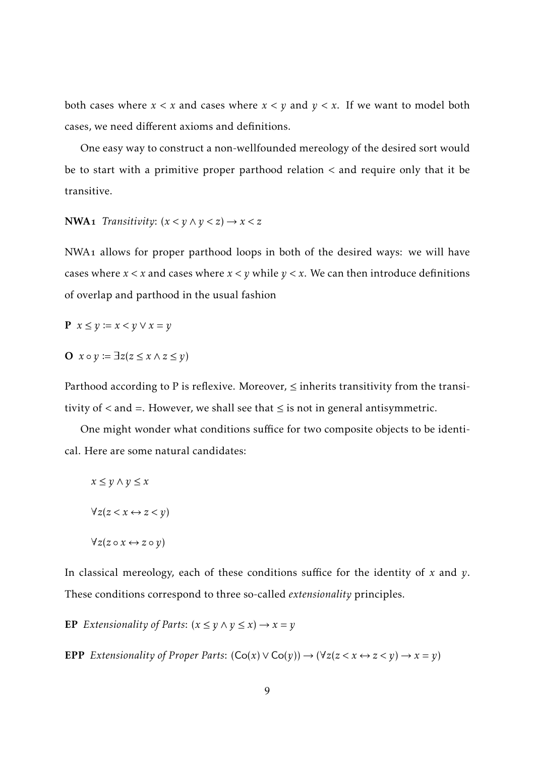both cases where $x < x$ and cases where $x < y$ and $y < x$. If we want to model both cases, we need different axioms and definitions.

One easy way to construct a non-wellfounded mereology of the desired sort would be to start with a primitive proper parthood relation $<$ and require only that it be transitive.

**NWA1** *Transitivity*: $(x < y \wedge y < z) \rightarrow x < z$

NWA1 allows for proper parthood loops in both of the desired ways: we will have cases where $x < x$ and cases where $x < y$ while $y < x$. We can then introduce definitions of overlap and parthood in the usual fashion

**P** $x \leq y := x < y \vee x = y$

**O** $x \circ y := \exists z(z \leq x \wedge z \leq y)$

Parthood according to P is reflexive. Moreover, $\leq$ inherits transitivity from the transitivity of $<$ and $=$. However, we shall see that $\leq$ is not in general antisymmetric.

One might wonder what conditions suffice for two composite objects to be identical. Here are some natural candidates:

$$x \leq y \wedge y \leq x$$

$$\forall z(z < x \leftrightarrow z < y)$$

$$\forall z(z \circ x \leftrightarrow z \circ y)$$

In classical mereology, each of these conditions suffice for the identity of $x$ and $y$. These conditions correspond to three so-called *extensionality* principles.

**EP** *Extensionality of Parts*: $(x \leq y \wedge y \leq x) \rightarrow x = y$

**EPP** *Extensionality of Proper Parts*: $(\mathsf{Co}(x) \vee \mathsf{Co}(y)) \rightarrow (\forall z(z < x \leftrightarrow z < y) \rightarrow x = y)$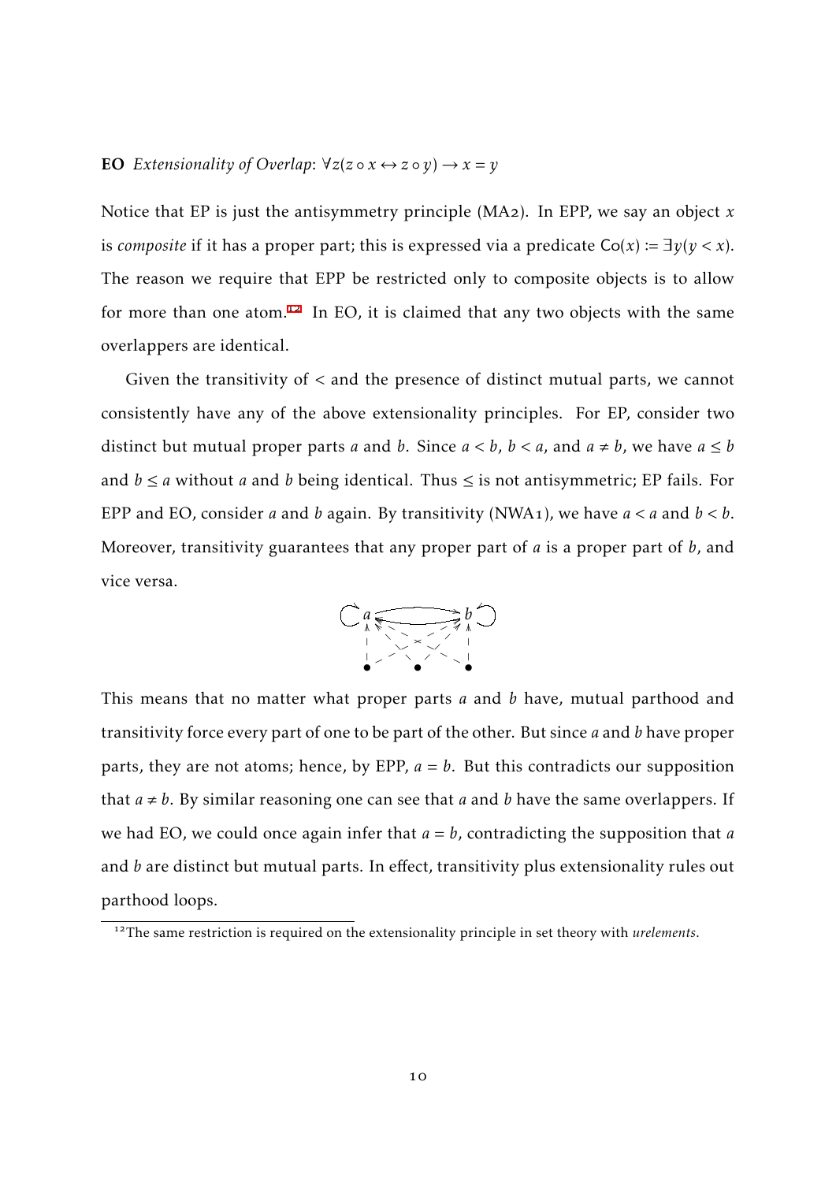**EO** *Extensionality of Overlap*: $\forall z(z \circ x \leftrightarrow z \circ y) \to x = y$

Notice that EP is just the antisymmetry principle (MA2). In EPP, we say an object $x$ is *composite* if it has a proper part; this is expressed via a predicate $\mathsf{Co}(x) := \exists y(y < x)$. The reason we require that EPP be restricted only to composite objects is to allow for more than one atom.[12] In EO, it is claimed that any two objects with the same overlappers are identical.

Given the transitivity of $<$ and the presence of distinct mutual parts, we cannot consistently have any of the above extensionality principles. For EP, consider two distinct but mutual proper parts $a$ and $b$. Since $a < b$, $b < a$, and $a \neq b$, we have $a \leq b$ and $b \leq a$ without $a$ and $b$ being identical. Thus $\leq$ is not antisymmetric; EP fails. For EPP and EO, consider $a$ and $b$ again. By transitivity (NWA1), we have $a < a$ and $b < b$. Moreover, transitivity guarantees that any proper part of $a$ is a proper part of $b$, and vice versa.

This means that no matter what proper parts $a$ and $b$ have, mutual parthood and transitivity force every part of one to be part of the other. But since $a$ and $b$ have proper parts, they are not atoms; hence, by EPP, $a = b$. But this contradicts our supposition that $a \neq b$. By similar reasoning one can see that $a$ and $b$ have the same overlappers. If we had EO, we could once again infer that $a = b$, contradicting the supposition that $a$ and $b$ are distinct but mutual parts. In effect, transitivity plus extensionality rules out parthood loops.

[12] The same restriction is required on the extensionality principle in set theory with *urelements*.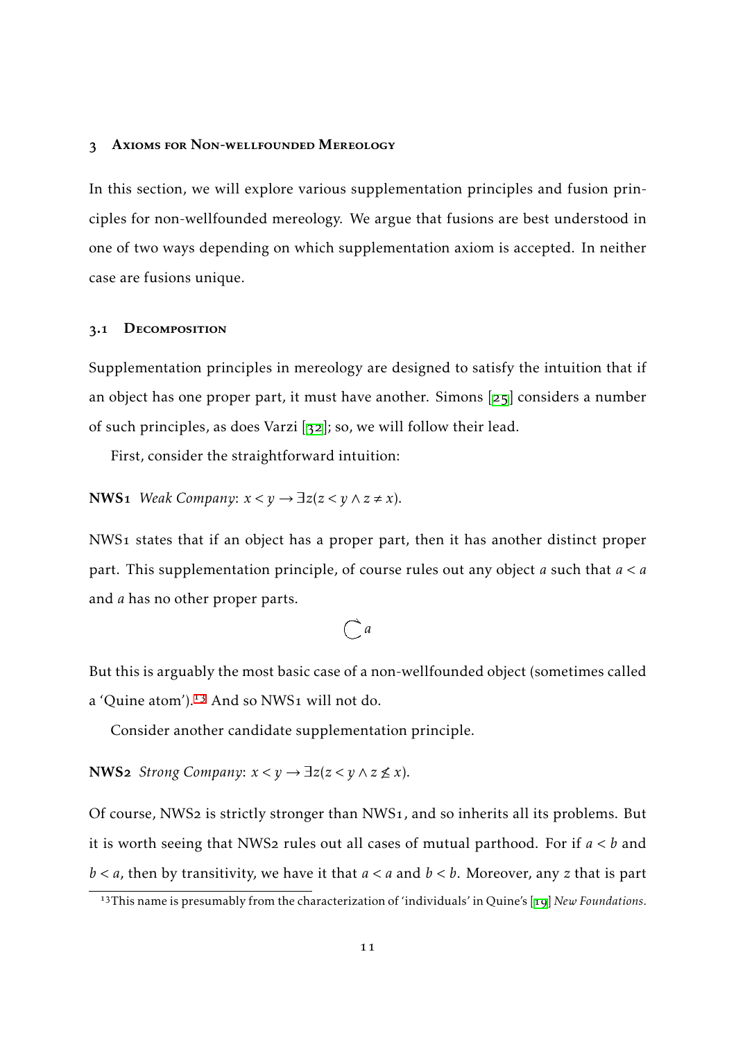## 3 Axioms for Non-wellfounded Mereology

In this section, we will explore various supplementation principles and fusion principles for non-wellfounded mereology. We argue that fusions are best understood in one of two ways depending on which supplementation axiom is accepted. In neither case are fusions unique.

### 3.1 Decomposition

Supplementation principles in mereology are designed to satisfy the intuition that if an object has one proper part, it must have another. Simons [25] considers a number of such principles, as does Varzi [32]; so, we will follow their lead.

First, consider the straightforward intuition:

**NWS1** *Weak Company*: $x < y \rightarrow \exists z(z < y \wedge z \neq x)$.

NWS1 states that if an object has a proper part, then it has another distinct proper part. This supplementation principle, of course rules out any object $a$ such that $a < a$ and $a$ has no other proper parts.

$$\circlearrowleft a$$

But this is arguably the most basic case of a non-wellfounded object (sometimes called a 'Quine atom').[13] And so NWS1 will not do.

Consider another candidate supplementation principle.

**NWS2** *Strong Company*: $x < y \rightarrow \exists z(z < y \wedge z \nleq x)$.

Of course, NWS2 is strictly stronger than NWS1, and so inherits all its problems. But it is worth seeing that NWS2 rules out all cases of mutual parthood. For if $a < b$ and $b < a$, then by transitivity, we have it that $a < a$ and $b < b$. Moreover, any $z$ that is part

[13] This name is presumably from the characterization of 'individuals' in Quine's [19] *New Foundations*.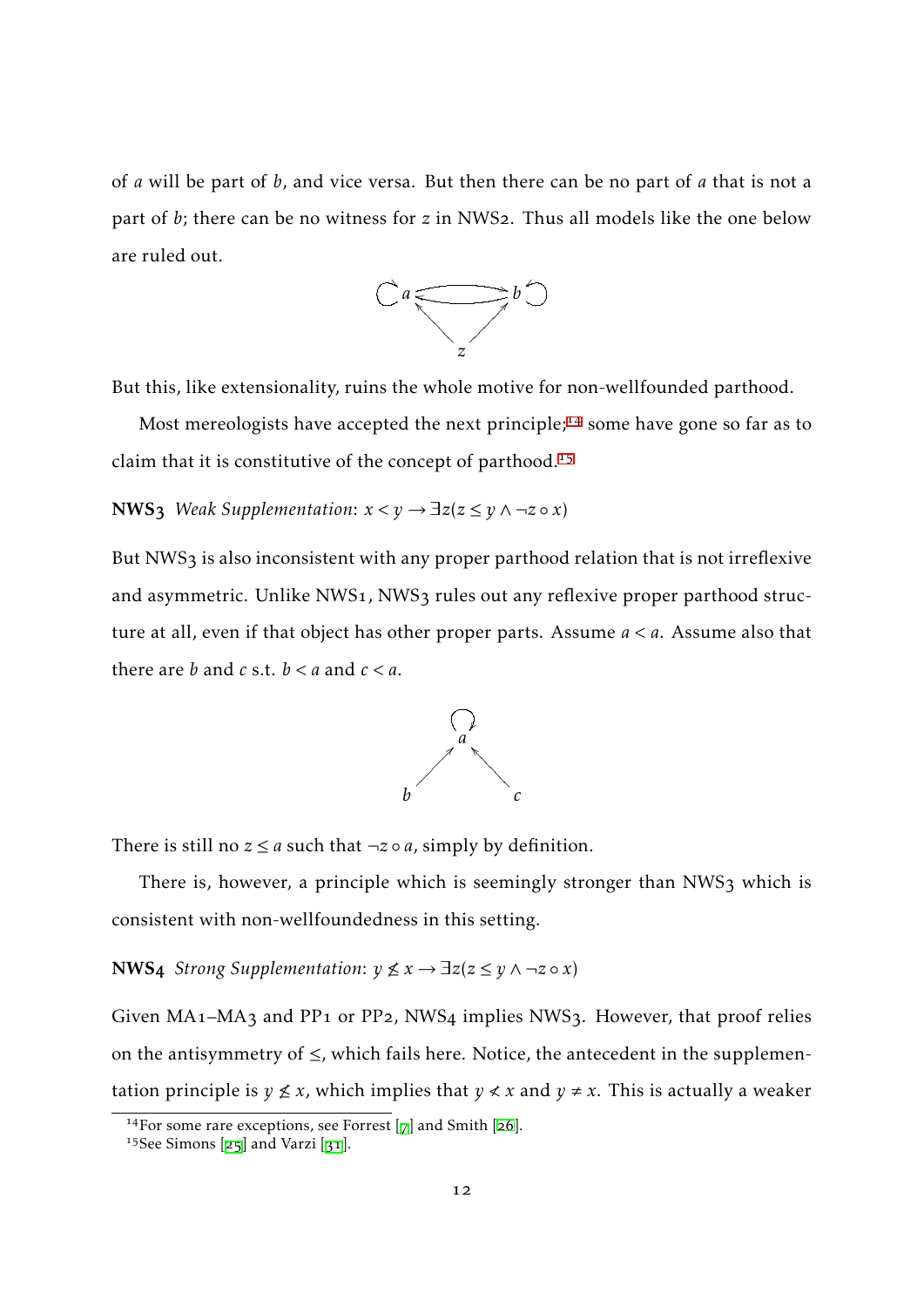of $a$ will be part of $b$, and vice versa. But then there can be no part of $a$ that is not a part of $b$; there can be no witness for $z$ in NWS2. Thus all models like the one below are ruled out.

But this, like extensionality, ruins the whole motive for non-wellfounded parthood.

Most mereologists have accepted the next principle;[14] some have gone so far as to claim that it is constitutive of the concept of parthood.[15]

**NWS3** *Weak Supplementation*: $x < y \to \exists z(z \leq y \wedge \neg z \circ x)$

But NWS3 is also inconsistent with any proper parthood relation that is not irreflexive and asymmetric. Unlike NWS1, NWS3 rules out any reflexive proper parthood structure at all, even if that object has other proper parts. Assume $a < a$. Assume also that there are $b$ and $c$ s.t. $b < a$ and $c < a$.

There is still no $z \leq a$ such that $\neg z \circ a$, simply by definition.

There is, however, a principle which is seemingly stronger than NWS3 which is consistent with non-wellfoundedness in this setting.

**NWS4** *Strong Supplementation*: $y \nleq x \to \exists z(z \leq y \wedge \neg z \circ x)$

Given MA1–MA3 and PP1 or PP2, NWS4 implies NWS3. However, that proof relies on the antisymmetry of $\leq$, which fails here. Notice, the antecedent in the supplementation principle is $y \nleq x$, which implies that $y \nless x$ and $y \neq x$. This is actually a weaker

[14] For some rare exceptions, see Forrest [7] and Smith [26].

[15] See Simons [25] and Varzi [31].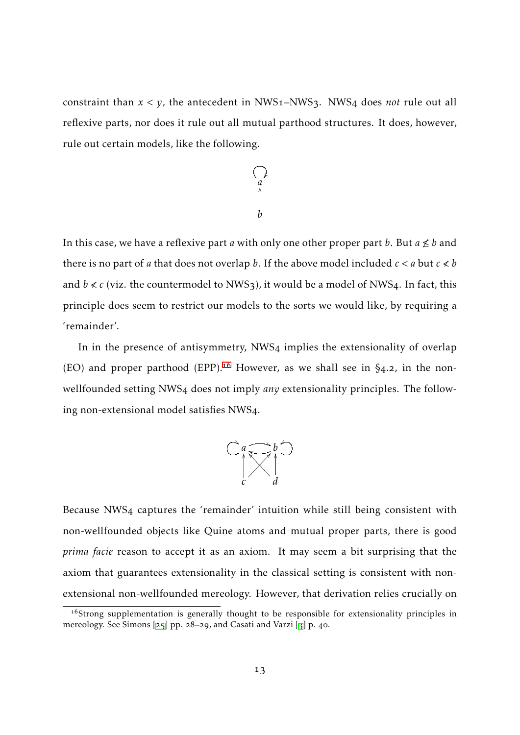constraint than $x < y$, the antecedent in NWS1–NWS3. NWS4 does *not* rule out all reflexive parts, nor does it rule out all mutual parthood structures. It does, however, rule out certain models, like the following.

In this case, we have a reflexive part $a$ with only one other proper part $b$. But $a \not\leq b$ and there is no part of $a$ that does not overlap $b$. If the above model included $c < a$ but $c \not< b$ and $b \not< c$ (viz. the countermodel to NWS3), it would be a model of NWS4. In fact, this principle does seem to restrict our models to the sorts we would like, by requiring a 'remainder'.

In in the presence of antisymmetry, NWS4 implies the extensionality of overlap (EO) and proper parthood (EPP).[16] However, as we shall see in §4.2, in the non-wellfounded setting NWS4 does not imply *any* extensionality principles. The following non-extensional model satisfies NWS4.

Because NWS4 captures the 'remainder' intuition while still being consistent with non-wellfounded objects like Quine atoms and mutual proper parts, there is good *prima facie* reason to accept it as an axiom. It may seem a bit surprising that the axiom that guarantees extensionality in the classical setting is consistent with non-extensional non-wellfounded mereology. However, that derivation relies crucially on

[16] Strong supplementation is generally thought to be responsible for extensionality principles in mereology. See Simons [25] pp. 28–29, and Casati and Varzi [3] p. 40.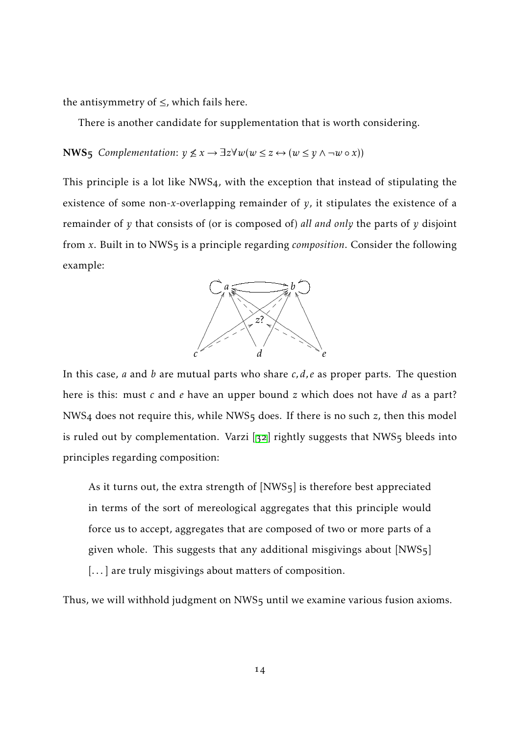the antisymmetry of $\leq$, which fails here.

There is another candidate for supplementation that is worth considering.

**NWS5** *Complementation*: $y \not\leq x \rightarrow \exists z \forall w(w \leq z \leftrightarrow (w \leq y \wedge \neg w \circ x))$

This principle is a lot like NWS4, with the exception that instead of stipulating the existence of some non-$x$-overlapping remainder of $y$, it stipulates the existence of a remainder of $y$ that consists of (or is composed of) *all and only* the parts of $y$ disjoint from $x$. Built in to NWS5 is a principle regarding *composition*. Consider the following example:

In this case, $a$ and $b$ are mutual parts who share $c, d, e$ as proper parts. The question here is this: must $c$ and $e$ have an upper bound $z$ which does not have $d$ as a part? NWS4 does not require this, while NWS5 does. If there is no such $z$, then this model is ruled out by complementation. Varzi [32] rightly suggests that NWS5 bleeds into principles regarding composition:

> As it turns out, the extra strength of [NWS5] is therefore best appreciated in terms of the sort of mereological aggregates that this principle would force us to accept, aggregates that are composed of two or more parts of a given whole. This suggests that any additional misgivings about [NWS5] [...] are truly misgivings about matters of composition.

Thus, we will withhold judgment on NWS5 until we examine various fusion axioms.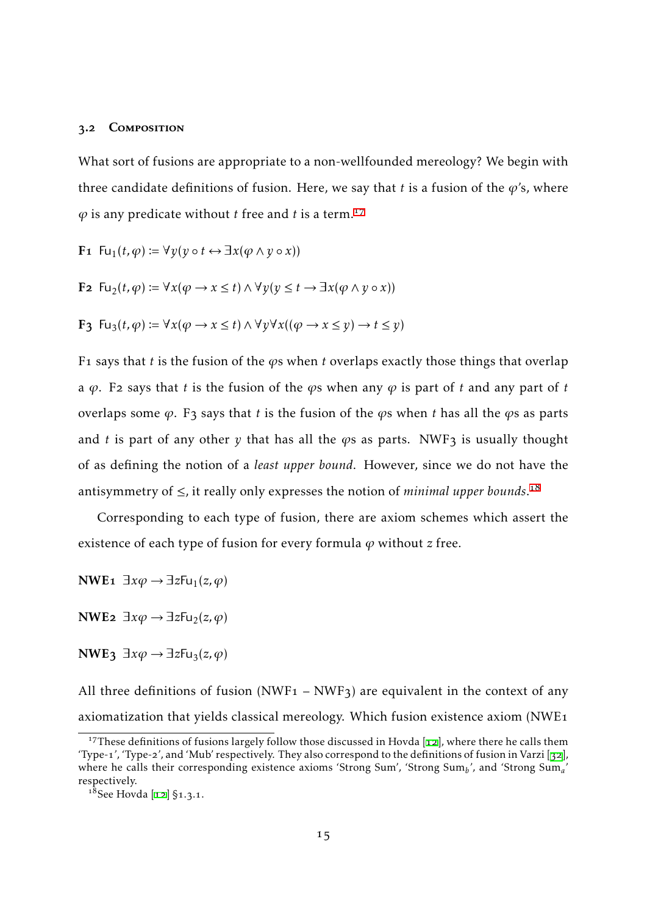### 3.2 Composition

What sort of fusions are appropriate to a non-wellfounded mereology? We begin with three candidate definitions of fusion. Here, we say that $t$ is a fusion of the $\varphi$'s, where $\varphi$ is any predicate without $t$ free and $t$ is a term.[17]

**F1** $\mathsf{Fu}_1(t,\varphi) := \forall y(y \circ t \leftrightarrow \exists x(\varphi \wedge y \circ x))$

**F2** $\mathsf{Fu}_2(t,\varphi) := \forall x(\varphi \rightarrow x \leq t) \wedge \forall y(y \leq t \rightarrow \exists x(\varphi \wedge y \circ x))$

**F3** $\mathsf{Fu}_3(t,\varphi) := \forall x(\varphi \rightarrow x \leq t) \wedge \forall y \forall x((\varphi \rightarrow x \leq y) \rightarrow t \leq y)$

F1 says that $t$ is the fusion of the $\varphi$s when $t$ overlaps exactly those things that overlap a $\varphi$. F2 says that $t$ is the fusion of the $\varphi$s when any $\varphi$ is part of $t$ and any part of $t$ overlaps some $\varphi$. F3 says that $t$ is the fusion of the $\varphi$s when $t$ has all the $\varphi$s as parts and $t$ is part of any other $y$ that has all the $\varphi$s as parts. NWF3 is usually thought of as defining the notion of a *least upper bound*. However, since we do not have the antisymmetry of $\leq$, it really only expresses the notion of *minimal upper bounds*.[18]

Corresponding to each type of fusion, there are axiom schemes which assert the existence of each type of fusion for every formula $\varphi$ without $z$ free.

**NWE1** $\exists x\varphi \rightarrow \exists z \mathsf{Fu}_1(z,\varphi)$

**NWE2** $\exists x\varphi \rightarrow \exists z \mathsf{Fu}_2(z,\varphi)$

**NWE3** $\exists x\varphi \rightarrow \exists z \mathsf{Fu}_3(z,\varphi)$

All three definitions of fusion (NWF1 – NWF3) are equivalent in the context of any axiomatization that yields classical mereology. Which fusion existence axiom (NWE1

---

[17] These definitions of fusions largely follow those discussed in Hovda [12], where there he calls them 'Type-1', 'Type-2', and 'Mub' respectively. They also correspond to the definitions of fusion in Varzi [32], where he calls their corresponding existence axioms 'Strong Sum', 'Strong Sum$_b$', and 'Strong Sum$_a$' respectively.

[18] See Hovda [12] §1.3.1.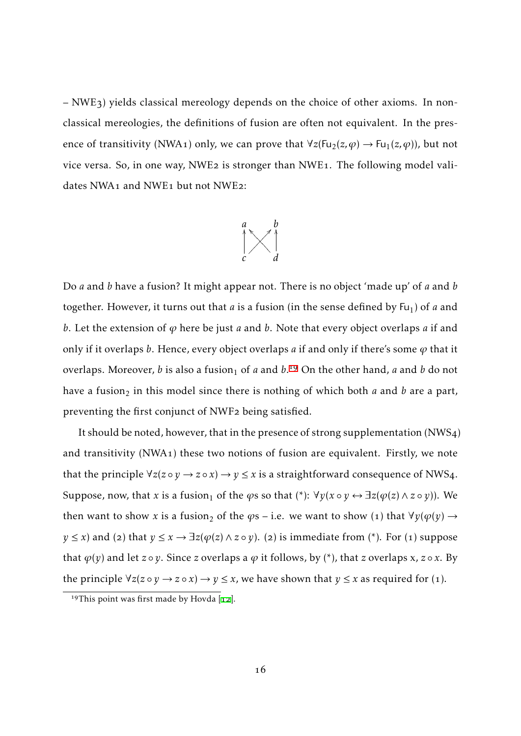– NWE3) yields classical mereology depends on the choice of other axioms. In non-classical mereologies, the definitions of fusion are often not equivalent. In the presence of transitivity (NWA1) only, we can prove that $\forall z(\mathsf{Fu}_2(z,\varphi) \rightarrow \mathsf{Fu}_1(z,\varphi))$, but not vice versa. So, in one way, NWE2 is stronger than NWE1. The following model validates NWA1 and NWE1 but not NWE2:

$$\begin{array}{ccc} a & & b \\ \uparrow & \nwarrow \nearrow & \uparrow \\ c & & d \end{array}$$

Do $a$ and $b$ have a fusion? It might appear not. There is no object 'made up' of $a$ and $b$ together. However, it turns out that $a$ is a fusion (in the sense defined by $\mathsf{Fu}_1$) of $a$ and $b$. Let the extension of $\varphi$ here be just $a$ and $b$. Note that every object overlaps $a$ if and only if it overlaps $b$. Hence, every object overlaps $a$ if and only if there's some $\varphi$ that it overlaps. Moreover, $b$ is also a fusion$_1$ of $a$ and $b$.[19] On the other hand, $a$ and $b$ do not have a fusion$_2$ in this model since there is nothing of which both $a$ and $b$ are a part, preventing the first conjunct of NWF2 being satisfied.

It should be noted, however, that in the presence of strong supplementation (NWS4) and transitivity (NWA1) these two notions of fusion are equivalent. Firstly, we note that the principle $\forall z(z \circ y \rightarrow z \circ x) \rightarrow y \leq x$ is a straightforward consequence of NWS4. Suppose, now, that $x$ is a fusion$_1$ of the $\varphi$s so that (\*): $\forall y(x \circ y \leftrightarrow \exists z(\varphi(z) \wedge z \circ y))$. We then want to show $x$ is a fusion$_2$ of the $\varphi$s – i.e. we want to show (1) that $\forall y(\varphi(y) \rightarrow y \leq x)$ and (2) that $y \leq x \rightarrow \exists z(\varphi(z) \wedge z \circ y)$. (2) is immediate from (\*). For (1) suppose that $\varphi(y)$ and let $z \circ y$. Since $z$ overlaps a $\varphi$ it follows, by (\*), that $z$ overlaps x, $z \circ x$. By the principle $\forall z(z \circ y \rightarrow z \circ x) \rightarrow y \leq x$, we have shown that $y \leq x$ as required for (1).

[19] This point was first made by Hovda [12].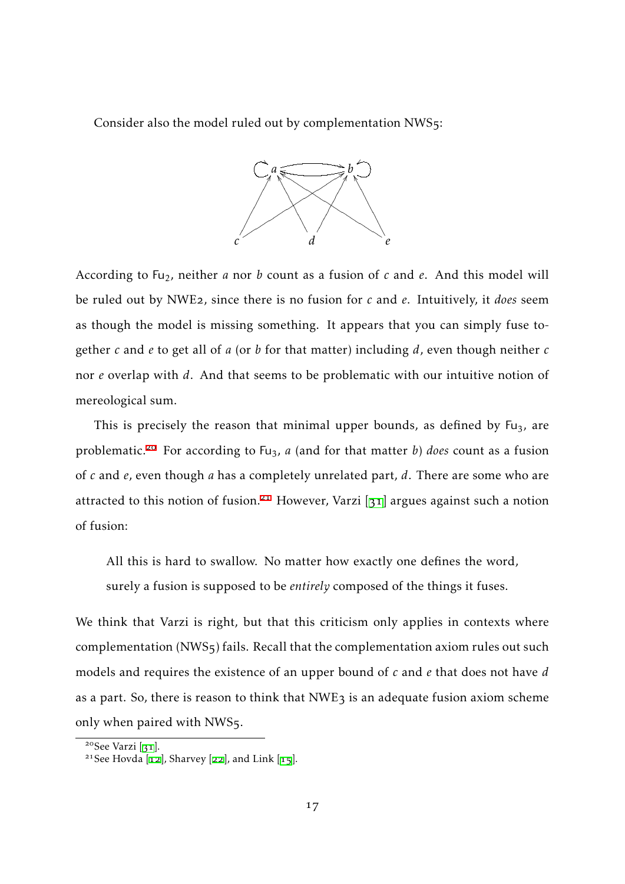Consider also the model ruled out by complementation NWS5:

According to $\mathsf{Fu}_2$, neither $a$ nor $b$ count as a fusion of $c$ and $e$. And this model will be ruled out by NWE2, since there is no fusion for $c$ and $e$. Intuitively, it *does* seem as though the model is missing something. It appears that you can simply fuse together $c$ and $e$ to get all of $a$ (or $b$ for that matter) including $d$, even though neither $c$ nor $e$ overlap with $d$. And that seems to be problematic with our intuitive notion of mereological sum.

This is precisely the reason that minimal upper bounds, as defined by $\mathsf{Fu}_3$, are problematic.[20] For according to $\mathsf{Fu}_3$, $a$ (and for that matter $b$) *does* count as a fusion of $c$ and $e$, even though $a$ has a completely unrelated part, $d$. There are some who are attracted to this notion of fusion.[21] However, Varzi [31] argues against such a notion of fusion:

> All this is hard to swallow. No matter how exactly one defines the word, surely a fusion is supposed to be *entirely* composed of the things it fuses.

We think that Varzi is right, but that this criticism only applies in contexts where complementation (NWS5) fails. Recall that the complementation axiom rules out such models and requires the existence of an upper bound of $c$ and $e$ that does not have $d$ as a part. So, there is reason to think that NWE3 is an adequate fusion axiom scheme only when paired with NWS5.

---

[20] See Varzi [31].

[21] See Hovda [12], Sharvey [22], and Link [15].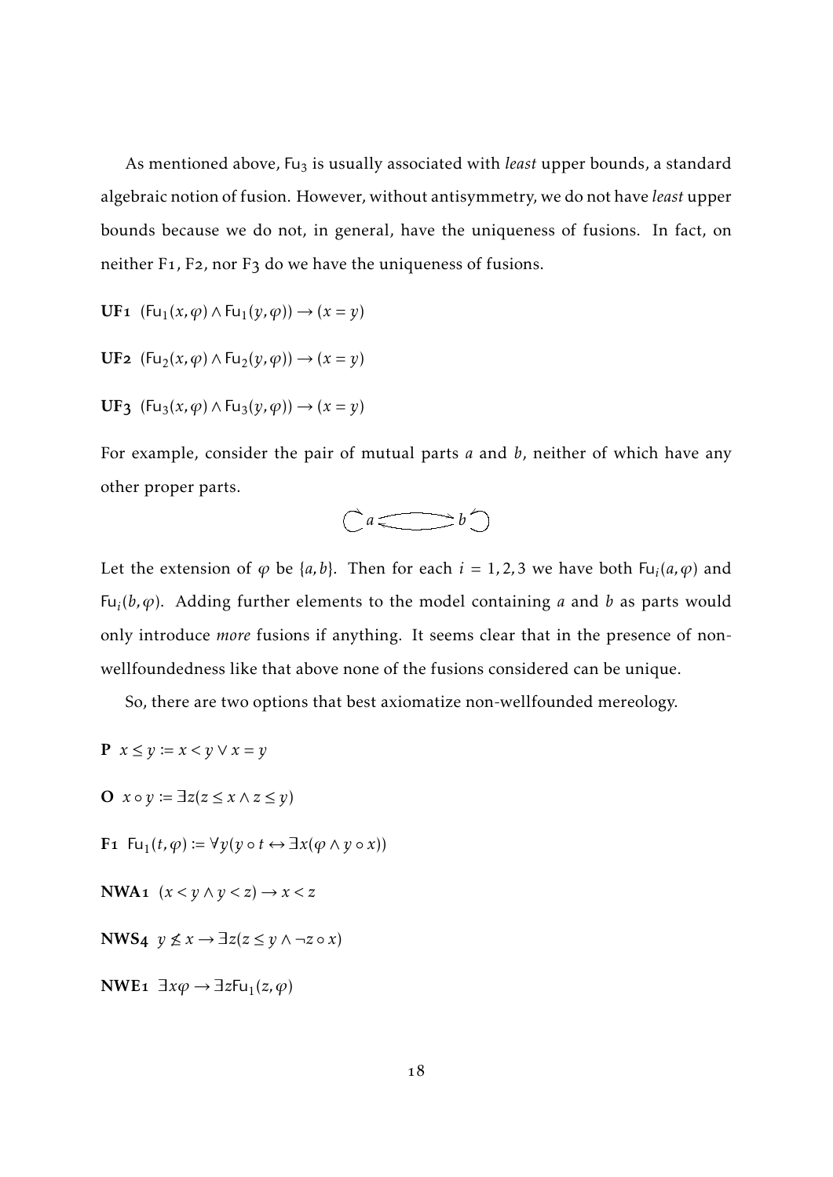As mentioned above, $\mathsf{Fu}_3$ is usually associated with *least* upper bounds, a standard algebraic notion of fusion. However, without antisymmetry, we do not have *least* upper bounds because we do not, in general, have the uniqueness of fusions. In fact, on neither F1, F2, nor F3 do we have the uniqueness of fusions.

**UF1** $(\mathsf{Fu}_1(x,\varphi) \wedge \mathsf{Fu}_1(y,\varphi)) \rightarrow (x = y)$

**UF2** $(\mathsf{Fu}_2(x,\varphi) \wedge \mathsf{Fu}_2(y,\varphi)) \rightarrow (x = y)$

**UF3** $(\mathsf{Fu}_3(x,\varphi) \wedge \mathsf{Fu}_3(y,\varphi)) \rightarrow (x = y)$

For example, consider the pair of mutual parts $a$ and $b$, neither of which have any other proper parts.

Let the extension of $\varphi$ be $\{a,b\}$. Then for each $i = 1,2,3$ we have both $\mathsf{Fu}_i(a,\varphi)$ and $\mathsf{Fu}_i(b,\varphi)$. Adding further elements to the model containing $a$ and $b$ as parts would only introduce *more* fusions if anything. It seems clear that in the presence of non-wellfoundedness like that above none of the fusions considered can be unique.

So, there are two options that best axiomatize non-wellfounded mereology.

**P** $x \leq y := x < y \vee x = y$

**O** $x \circ y := \exists z(z \leq x \wedge z \leq y)$

**F1** $\mathsf{Fu}_1(t,\varphi) := \forall y(y \circ t \leftrightarrow \exists x(\varphi \wedge y \circ x))$

**NWA1** $(x < y \wedge y < z) \rightarrow x < z$

**NWS4** $y \nleq x \rightarrow \exists z(z \leq y \wedge \neg z \circ x)$

**NWE1** $\exists x\varphi \rightarrow \exists z \mathsf{Fu}_1(z,\varphi)$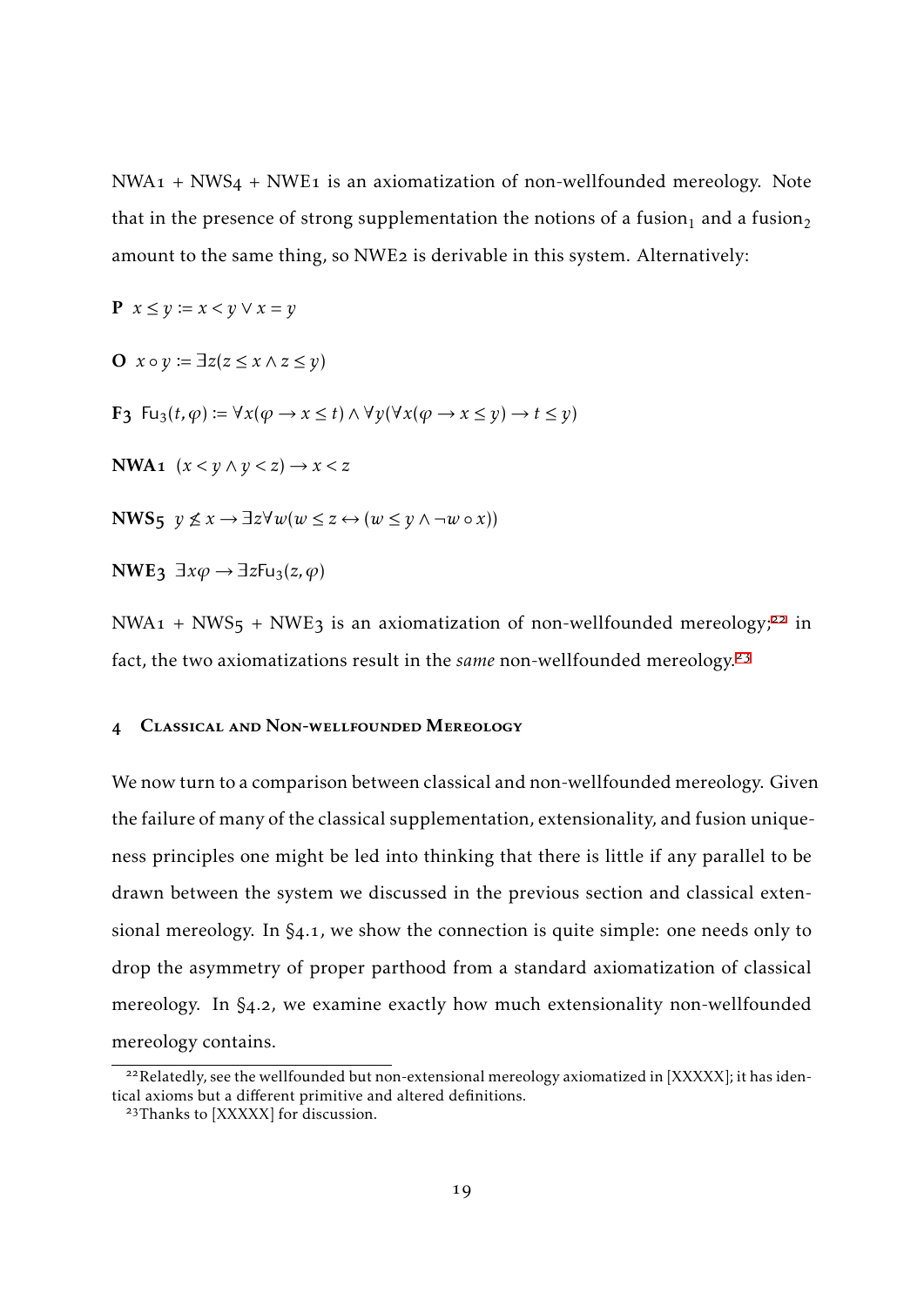NWA1 + NWS4 + NWE1 is an axiomatization of non-wellfounded mereology. Note that in the presence of strong supplementation the notions of a fusion$_1$ and a fusion$_2$ amount to the same thing, so NWE2 is derivable in this system. Alternatively:

**P** $x \leq y := x < y \lor x = y$

**O** $x \circ y := \exists z(z \leq x \land z \leq y)$

**F3** $\mathsf{Fu}_3(t, \varphi) := \forall x(\varphi \to x \leq t) \land \forall y(\forall x(\varphi \to x \leq y) \to t \leq y)$

**NWA1** $(x < y \land y < z) \to x < z$

**NWS5** $y \not\leq x \to \exists z \forall w(w \leq z \leftrightarrow (w \leq y \land \neg w \circ x))$

**NWE3** $\exists x \varphi \to \exists z \mathsf{Fu}_3(z, \varphi)$

NWA1 + NWS5 + NWE3 is an axiomatization of non-wellfounded mereology;[22] in fact, the two axiomatizations result in the *same* non-wellfounded mereology.[23]

## 4 Classical and Non-wellfounded Mereology

We now turn to a comparison between classical and non-wellfounded mereology. Given the failure of many of the classical supplementation, extensionality, and fusion uniqueness principles one might be led into thinking that there is little if any parallel to be drawn between the system we discussed in the previous section and classical extensional mereology. In §4.1, we show the connection is quite simple: one needs only to drop the asymmetry of proper parthood from a standard axiomatization of classical mereology. In §4.2, we examine exactly how much extensionality non-wellfounded mereology contains.

[22] Relatedly, see the wellfounded but non-extensional mereology axiomatized in [XXXXX]; it has identical axioms but a different primitive and altered definitions.

[23] Thanks to [XXXXX] for discussion.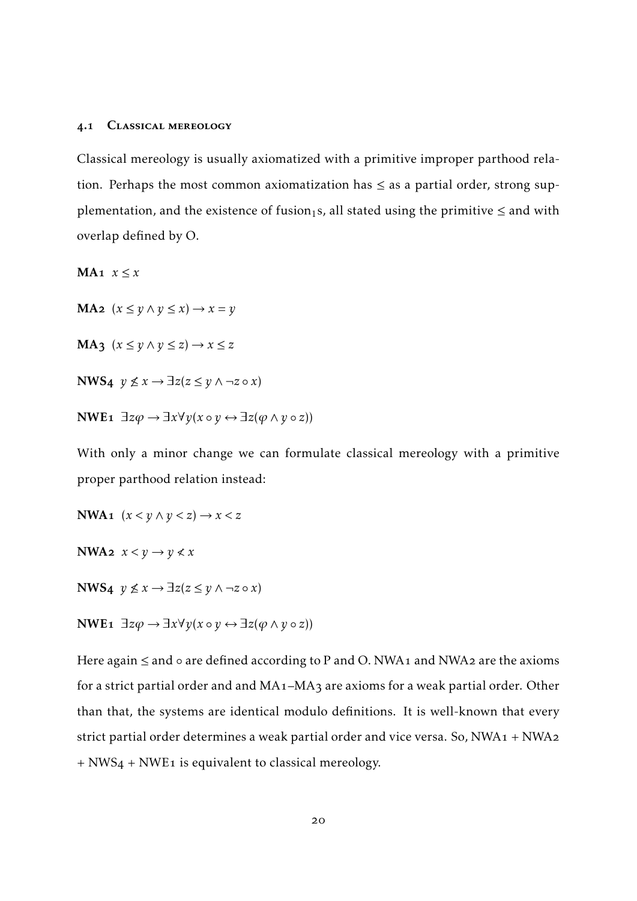### 4.1 Classical mereology

Classical mereology is usually axiomatized with a primitive improper parthood relation. Perhaps the most common axiomatization has $\leq$ as a partial order, strong supplementation, and the existence of fusion$_1$s, all stated using the primitive $\leq$ and with overlap defined by O.

**MA1** $x \leq x$

**MA2** $(x \leq y \wedge y \leq x) \rightarrow x = y$

**MA3** $(x \leq y \wedge y \leq z) \rightarrow x \leq z$

**NWS4** $y \nleq x \rightarrow \exists z(z \leq y \wedge \neg z \circ x)$

**NWE1** $\exists z \varphi \rightarrow \exists x \forall y(x \circ y \leftrightarrow \exists z(\varphi \wedge y \circ z))$

With only a minor change we can formulate classical mereology with a primitive proper parthood relation instead:

**NWA1** $(x < y \wedge y < z) \rightarrow x < z$

**NWA2** $x < y \rightarrow y \nless x$

**NWS4** $y \nleq x \rightarrow \exists z(z \leq y \wedge \neg z \circ x)$

**NWE1** $\exists z \varphi \rightarrow \exists x \forall y(x \circ y \leftrightarrow \exists z(\varphi \wedge y \circ z))$

Here again $\leq$ and $\circ$ are defined according to P and O. NWA1 and NWA2 are the axioms for a strict partial order and and MA1–MA3 are axioms for a weak partial order. Other than that, the systems are identical modulo definitions. It is well-known that every strict partial order determines a weak partial order and vice versa. So, NWA1 + NWA2 + NWS4 + NWE1 is equivalent to classical mereology.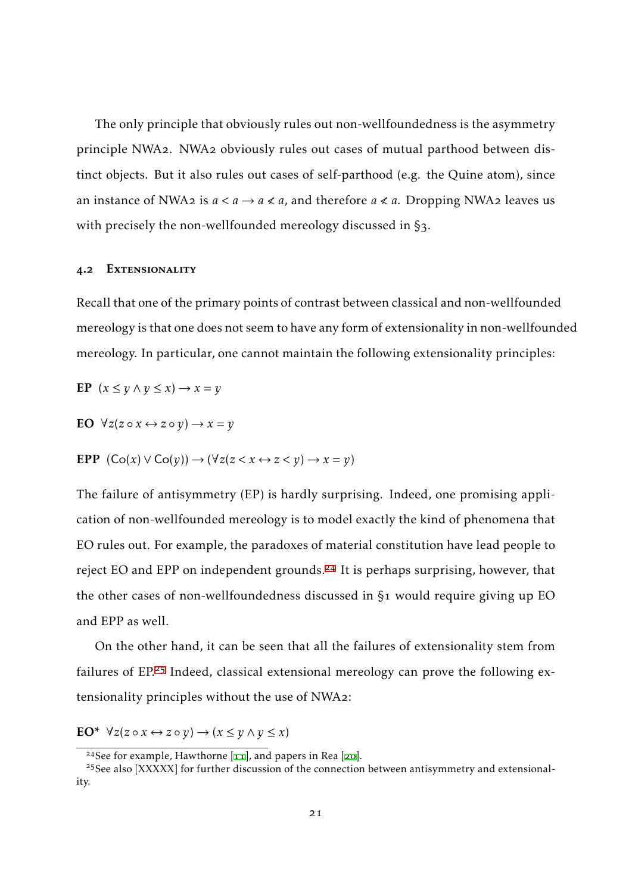The only principle that obviously rules out non-wellfoundedness is the asymmetry principle NWA2. NWA2 obviously rules out cases of mutual parthood between distinct objects. But it also rules out cases of self-parthood (e.g. the Quine atom), since an instance of NWA2 is $a < a \rightarrow a \not< a$, and therefore $a \not< a$. Dropping NWA2 leaves us with precisely the non-wellfounded mereology discussed in §3.

### 4.2 Extensionality

Recall that one of the primary points of contrast between classical and non-wellfounded mereology is that one does not seem to have any form of extensionality in non-wellfounded mereology. In particular, one cannot maintain the following extensionality principles:

**EP** $(x \leq y \wedge y \leq x) \rightarrow x = y$

**EO** $\forall z(z \circ x \leftrightarrow z \circ y) \rightarrow x = y$

**EPP** $(\mathsf{Co}(x) \vee \mathsf{Co}(y)) \rightarrow (\forall z(z < x \leftrightarrow z < y) \rightarrow x = y)$

The failure of antisymmetry (EP) is hardly surprising. Indeed, one promising application of non-wellfounded mereology is to model exactly the kind of phenomena that EO rules out. For example, the paradoxes of material constitution have lead people to reject EO and EPP on independent grounds.[24] It is perhaps surprising, however, that the other cases of non-wellfoundedness discussed in §1 would require giving up EO and EPP as well.

On the other hand, it can be seen that all the failures of extensionality stem from failures of EP.[25] Indeed, classical extensional mereology can prove the following extensionality principles without the use of NWA2:

**EO*** $\forall z(z \circ x \leftrightarrow z \circ y) \rightarrow (x \leq y \wedge y \leq x)$

---

[24] See for example, Hawthorne [11], and papers in Rea [20].

[25] See also [XXXXX] for further discussion of the connection between antisymmetry and extensionality.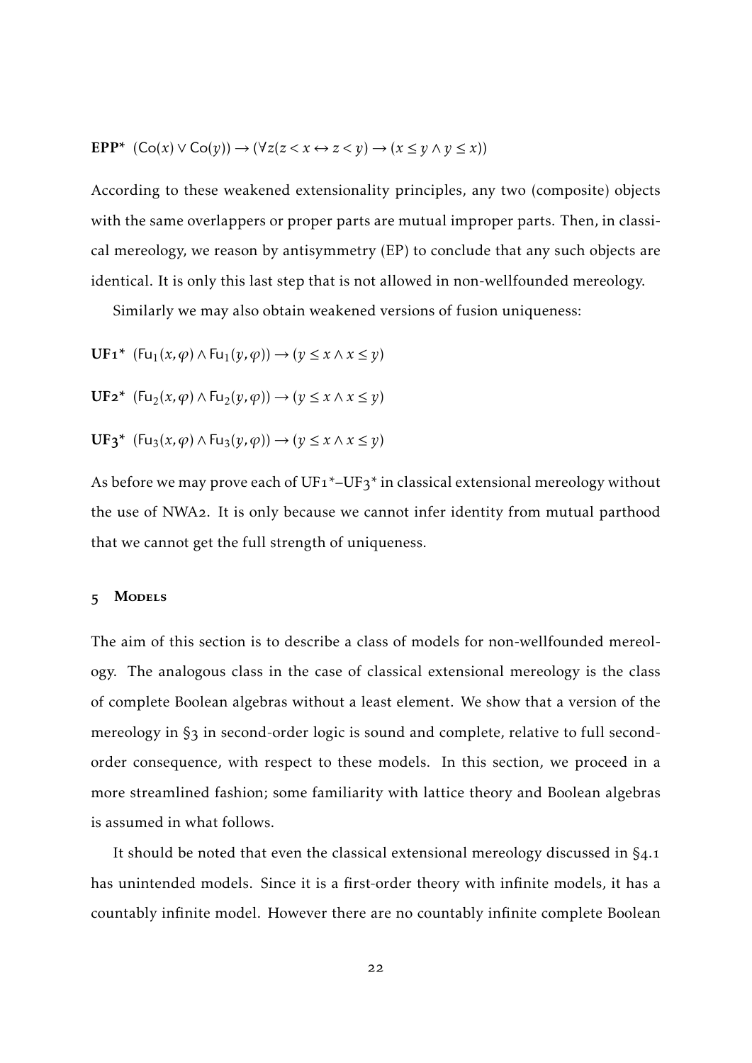**EPP*** $(\mathsf{Co}(x) \vee \mathsf{Co}(y)) \to (\forall z(z < x \leftrightarrow z < y) \to (x \leq y \wedge y \leq x))$

According to these weakened extensionality principles, any two (composite) objects with the same overlappers or proper parts are mutual improper parts. Then, in classical mereology, we reason by antisymmetry (EP) to conclude that any such objects are identical. It is only this last step that is not allowed in non-wellfounded mereology.

Similarly we may also obtain weakened versions of fusion uniqueness:

**UF1*** $(\mathsf{Fu}_1(x, \varphi) \wedge \mathsf{Fu}_1(y, \varphi)) \to (y \leq x \wedge x \leq y)$

**UF2*** $(\mathsf{Fu}_2(x, \varphi) \wedge \mathsf{Fu}_2(y, \varphi)) \to (y \leq x \wedge x \leq y)$

**UF3*** $(\mathsf{Fu}_3(x, \varphi) \wedge \mathsf{Fu}_3(y, \varphi)) \to (y \leq x \wedge x \leq y)$

As before we may prove each of UF1*–UF3* in classical extensional mereology without the use of NWA2. It is only because we cannot infer identity from mutual parthood that we cannot get the full strength of uniqueness.

## 5 Models

The aim of this section is to describe a class of models for non-wellfounded mereology. The analogous class in the case of classical extensional mereology is the class of complete Boolean algebras without a least element. We show that a version of the mereology in §3 in second-order logic is sound and complete, relative to full second-order consequence, with respect to these models. In this section, we proceed in a more streamlined fashion; some familiarity with lattice theory and Boolean algebras is assumed in what follows.

It should be noted that even the classical extensional mereology discussed in §4.1 has unintended models. Since it is a first-order theory with infinite models, it has a countably infinite model. However there are no countably infinite complete Boolean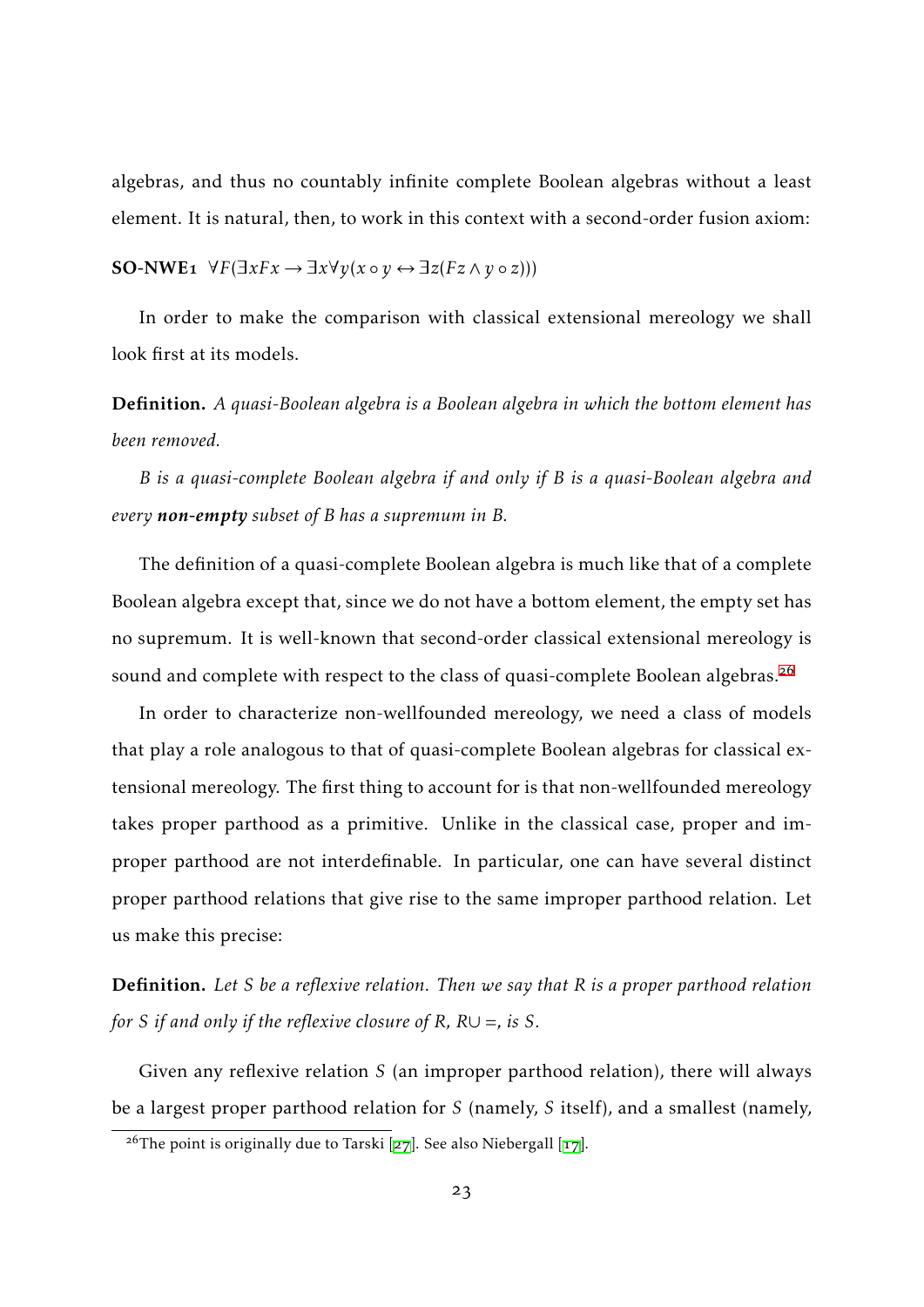algebras, and thus no countably infinite complete Boolean algebras without a least element. It is natural, then, to work in this context with a second-order fusion axiom:

**SO-NWE1** $\forall F(\exists x Fx \rightarrow \exists x \forall y(x \circ y \leftrightarrow \exists z(Fz \wedge y \circ z)))$

In order to make the comparison with classical extensional mereology we shall look first at its models.

**Definition.** *A quasi-Boolean algebra is a Boolean algebra in which the bottom element has been removed.*

*B is a quasi-complete Boolean algebra if and only if B is a quasi-Boolean algebra and every* ***non-empty*** *subset of B has a supremum in B.*

The definition of a quasi-complete Boolean algebra is much like that of a complete Boolean algebra except that, since we do not have a bottom element, the empty set has no supremum. It is well-known that second-order classical extensional mereology is sound and complete with respect to the class of quasi-complete Boolean algebras.[26]

In order to characterize non-wellfounded mereology, we need a class of models that play a role analogous to that of quasi-complete Boolean algebras for classical extensional mereology. The first thing to account for is that non-wellfounded mereology takes proper parthood as a primitive. Unlike in the classical case, proper and improper parthood are not interdefinable. In particular, one can have several distinct proper parthood relations that give rise to the same improper parthood relation. Let us make this precise:

**Definition.** *Let $S$ be a reflexive relation. Then we say that $R$ is a proper parthood relation for $S$ if and only if the reflexive closure of $R$, $R \cup =$, is $S$.*

Given any reflexive relation $S$ (an improper parthood relation), there will always be a largest proper parthood relation for $S$ (namely, $S$ itself), and a smallest (namely,

[26] The point is originally due to Tarski [27]. See also Niebergall [17].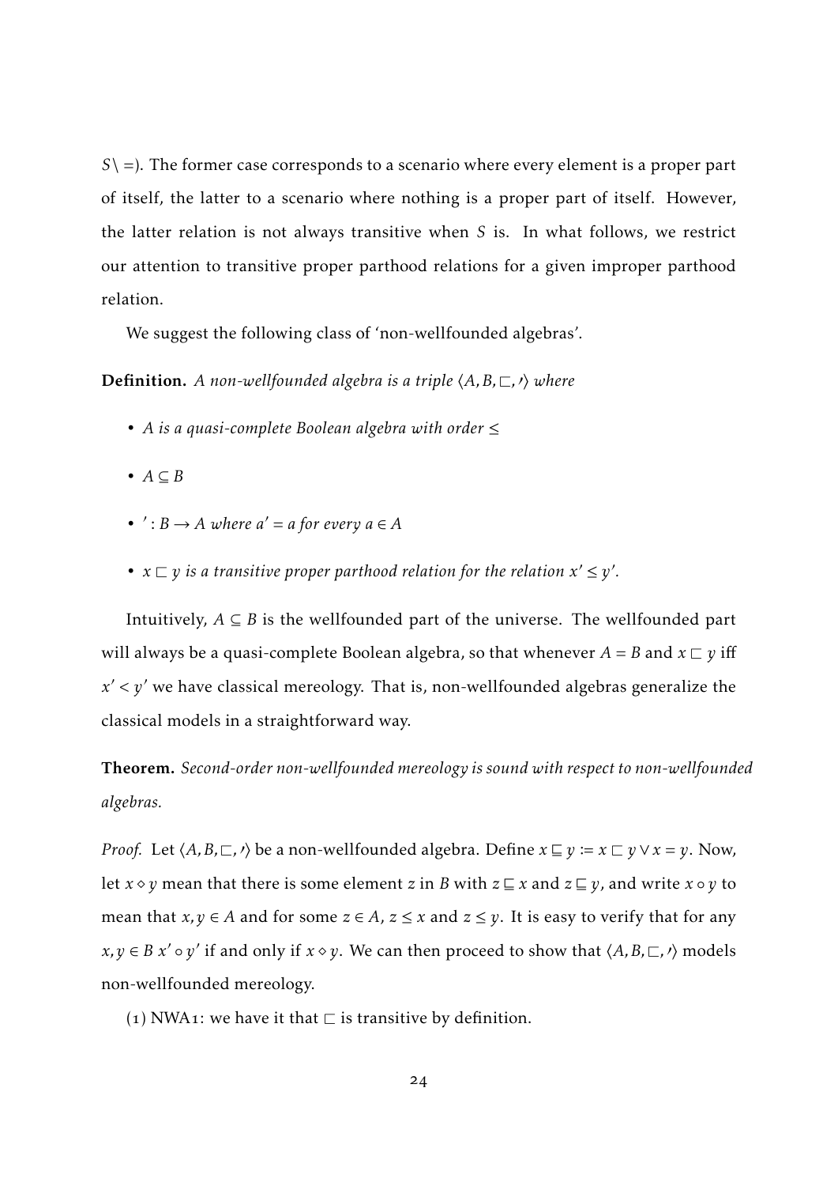$S \setminus =$). The former case corresponds to a scenario where every element is a proper part of itself, the latter to a scenario where nothing is a proper part of itself. However, the latter relation is not always transitive when $S$ is. In what follows, we restrict our attention to transitive proper parthood relations for a given improper parthood relation.

We suggest the following class of 'non-wellfounded algebras'.

**Definition.** *A non-wellfounded algebra is a triple $\langle A, B, \sqsubset, ' \rangle$ where*

- *$A$ is a quasi-complete Boolean algebra with order $\leq$*
- *$A \subseteq B$*
- *$' : B \to A$ where $a' = a$ for every $a \in A$*
- *$x \sqsubset y$ is a transitive proper parthood relation for the relation $x' \leq y'$.*

Intuitively, $A \subseteq B$ is the wellfounded part of the universe. The wellfounded part will always be a quasi-complete Boolean algebra, so that whenever $A = B$ and $x \sqsubset y$ iff $x' < y'$ we have classical mereology. That is, non-wellfounded algebras generalize the classical models in a straightforward way.

**Theorem.** *Second-order non-wellfounded mereology is sound with respect to non-wellfounded algebras.*

*Proof.* Let $\langle A, B, \sqsubset, ' \rangle$ be a non-wellfounded algebra. Define $x \sqsubseteq y := x \sqsubset y \lor x = y$. Now, let $x \diamond y$ mean that there is some element $z$ in $B$ with $z \sqsubseteq x$ and $z \sqsubseteq y$, and write $x \circ y$ to mean that $x, y \in A$ and for some $z \in A$, $z \leq x$ and $z \leq y$. It is easy to verify that for any $x, y \in B$ $x' \circ y'$ if and only if $x \diamond y$. We can then proceed to show that $\langle A, B, \sqsubset, ' \rangle$ models non-wellfounded mereology.

(1) NWA1: we have it that $\sqsubset$ is transitive by definition.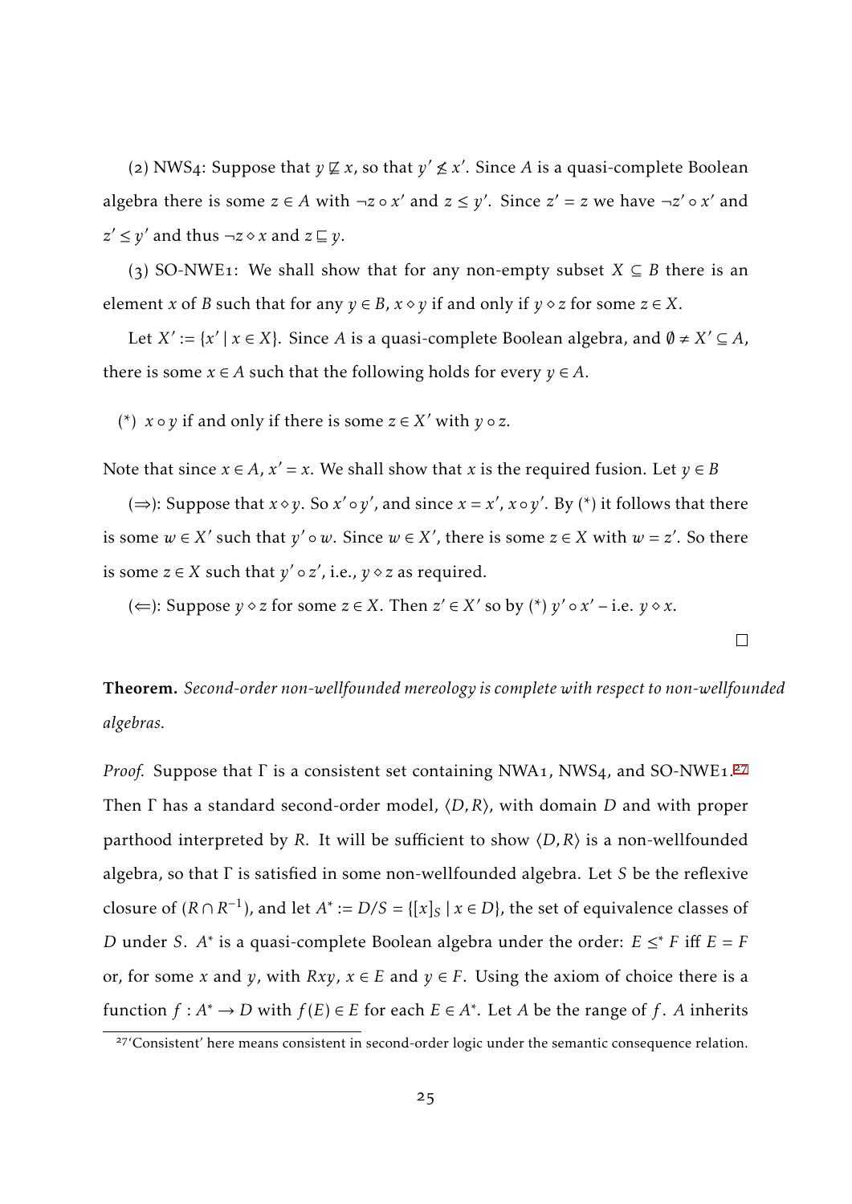(2) NWS4: Suppose that $y \not\sqsubseteq x$, so that $y' \not\leq x'$. Since $A$ is a quasi-complete Boolean algebra there is some $z \in A$ with $\neg z \circ x'$ and $z \leq y'$. Since $z' = z$ we have $\neg z' \circ x'$ and $z' \leq y'$ and thus $\neg z \diamond x$ and $z \sqsubseteq y$.

(3) SO-NWE1: We shall show that for any non-empty subset $X \subseteq B$ there is an element $x$ of $B$ such that for any $y \in B$, $x \diamond y$ if and only if $y \diamond z$ for some $z \in X$.

Let $X' := \{x' \mid x \in X\}$. Since $A$ is a quasi-complete Boolean algebra, and $\emptyset \neq X' \subseteq A$, there is some $x \in A$ such that the following holds for every $y \in A$.

(*) $x \circ y$ if and only if there is some $z \in X'$ with $y \circ z$.

Note that since $x \in A$, $x' = x$. We shall show that $x$ is the required fusion. Let $y \in B$

($\Rightarrow$): Suppose that $x \diamond y$. So $x' \circ y'$, and since $x = x'$, $x \circ y'$. By (*) it follows that there is some $w \in X'$ such that $y' \circ w$. Since $w \in X'$, there is some $z \in X$ with $w = z'$. So there is some $z \in X$ such that $y' \circ z'$, i.e., $y \diamond z$ as required.

($\Leftarrow$): Suppose $y \diamond z$ for some $z \in X$. Then $z' \in X'$ so by (*) $y' \circ x'$ – i.e. $y \diamond x$.

□

**Theorem.** *Second-order non-wellfounded mereology is complete with respect to non-wellfounded algebras.*

*Proof.* Suppose that $\Gamma$ is a consistent set containing NWA1, NWS4, and SO-NWE1.[27] Then $\Gamma$ has a standard second-order model, $\langle D, R\rangle$, with domain $D$ and with proper parthood interpreted by $R$. It will be sufficient to show $\langle D, R\rangle$ is a non-wellfounded algebra, so that $\Gamma$ is satisfied in some non-wellfounded algebra. Let $S$ be the reflexive closure of $(R \cap R^{-1})$, and let $A^* := D/S = \{[x]_S \mid x \in D\}$, the set of equivalence classes of $D$ under $S$. $A^*$ is a quasi-complete Boolean algebra under the order: $E \leq^* F$ iff $E = F$ or, for some $x$ and $y$, with $Rxy$, $x \in E$ and $y \in F$. Using the axiom of choice there is a function $f : A^* \to D$ with $f(E) \in E$ for each $E \in A^*$. Let $A$ be the range of $f$. $A$ inherits

[27] 'Consistent' here means consistent in second-order logic under the semantic consequence relation.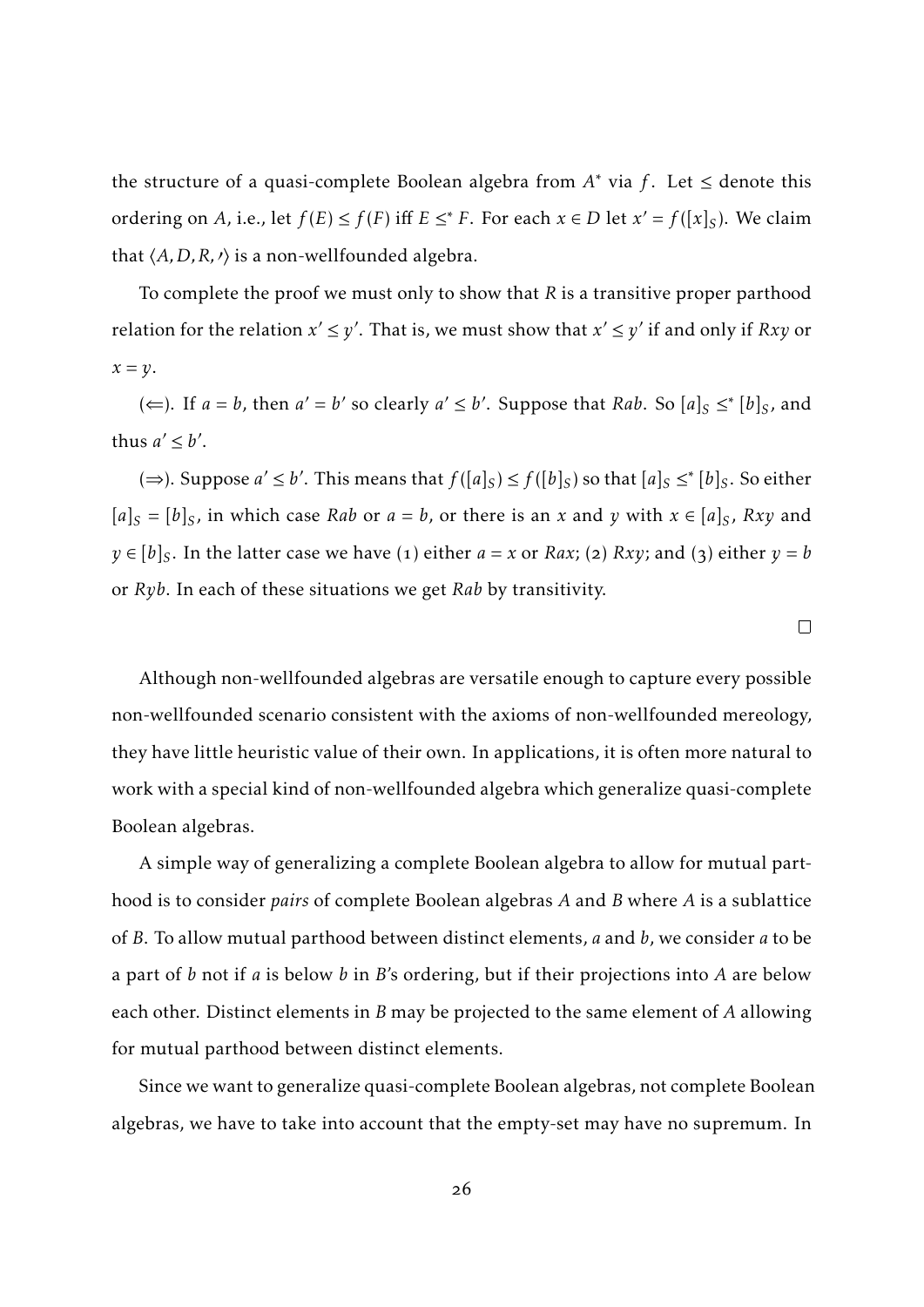the structure of a quasi-complete Boolean algebra from $A^*$ via $f$. Let $\leq$ denote this ordering on $A$, i.e., let $f(E) \leq f(F)$ iff $E \leq^* F$. For each $x \in D$ let $x' = f([x]_S)$. We claim that $\langle A, D, R, ' \rangle$ is a non-wellfounded algebra.

To complete the proof we must only to show that $R$ is a transitive proper parthood relation for the relation $x' \leq y'$. That is, we must show that $x' \leq y'$ if and only if $Rxy$ or $x = y$.

($\Leftarrow$). If $a = b$, then $a' = b'$ so clearly $a' \leq b'$. Suppose that $Rab$. So $[a]_S \leq^* [b]_S$, and thus $a' \leq b'$.

($\Rightarrow$). Suppose $a' \leq b'$. This means that $f([a]_S) \leq f([b]_S)$ so that $[a]_S \leq^* [b]_S$. So either $[a]_S = [b]_S$, in which case $Rab$ or $a = b$, or there is an $x$ and $y$ with $x \in [a]_S$, $Rxy$ and $y \in [b]_S$. In the latter case we have (1) either $a = x$ or $Rax$; (2) $Rxy$; and (3) either $y = b$ or $Ryb$. In each of these situations we get $Rab$ by transitivity.

□

Although non-wellfounded algebras are versatile enough to capture every possible non-wellfounded scenario consistent with the axioms of non-wellfounded mereology, they have little heuristic value of their own. In applications, it is often more natural to work with a special kind of non-wellfounded algebra which generalize quasi-complete Boolean algebras.

A simple way of generalizing a complete Boolean algebra to allow for mutual parthood is to consider *pairs* of complete Boolean algebras $A$ and $B$ where $A$ is a sublattice of $B$. To allow mutual parthood between distinct elements, $a$ and $b$, we consider $a$ to be a part of $b$ not if $a$ is below $b$ in $B$'s ordering, but if their projections into $A$ are below each other. Distinct elements in $B$ may be projected to the same element of $A$ allowing for mutual parthood between distinct elements.

Since we want to generalize quasi-complete Boolean algebras, not complete Boolean algebras, we have to take into account that the empty-set may have no supremum. In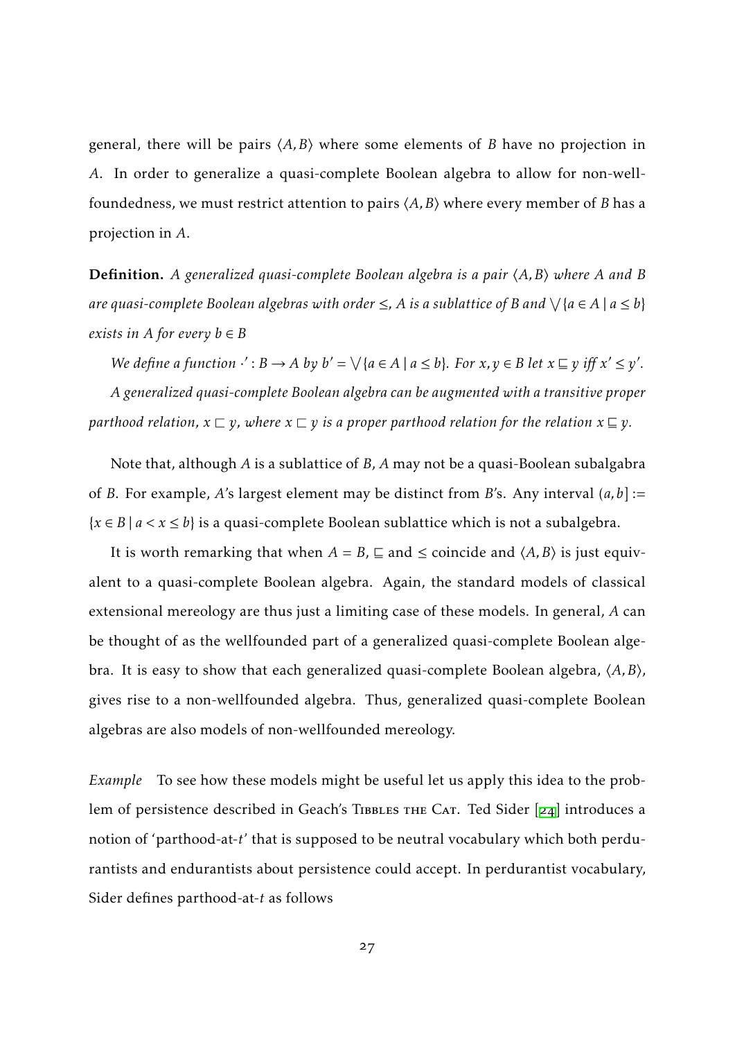general, there will be pairs $\langle A, B\rangle$ where some elements of $B$ have no projection in $A$. In order to generalize a quasi-complete Boolean algebra to allow for non-well-foundedness, we must restrict attention to pairs $\langle A, B\rangle$ where every member of $B$ has a projection in $A$.

**Definition.** *A generalized quasi-complete Boolean algebra is a pair $\langle A, B\rangle$ where $A$ and $B$ are quasi-complete Boolean algebras with order $\leq$, $A$ is a sublattice of $B$ and $\bigvee\{a \in A \mid a \leq b\}$ exists in $A$ for every $b \in B$*

*We define a function $\cdot' : B \to A$ by $b' = \bigvee\{a \in A \mid a \leq b\}$. For $x, y \in B$ let $x \sqsubseteq y$ iff $x' \leq y'$.*

*A generalized quasi-complete Boolean algebra can be augmented with a transitive proper parthood relation, $x \sqsubset y$, where $x \sqsubset y$ is a proper parthood relation for the relation $x \sqsubseteq y$.*

Note that, although $A$ is a sublattice of $B$, $A$ may not be a quasi-Boolean subalgabra of $B$. For example, $A$'s largest element may be distinct from $B$'s. Any interval $(a, b] := \{x \in B \mid a < x \leq b\}$ is a quasi-complete Boolean sublattice which is not a subalgebra.

It is worth remarking that when $A = B$, $\sqsubseteq$ and $\leq$ coincide and $\langle A, B\rangle$ is just equivalent to a quasi-complete Boolean algebra. Again, the standard models of classical extensional mereology are thus just a limiting case of these models. In general, $A$ can be thought of as the wellfounded part of a generalized quasi-complete Boolean algebra. It is easy to show that each generalized quasi-complete Boolean algebra, $\langle A, B\rangle$, gives rise to a non-wellfounded algebra. Thus, generalized quasi-complete Boolean algebras are also models of non-wellfounded mereology.

*Example* To see how these models might be useful let us apply this idea to the problem of persistence described in Geach's Tibbles the Cat. Ted Sider [24] introduces a notion of 'parthood-at-$t$' that is supposed to be neutral vocabulary which both perdurantists and endurantists about persistence could accept. In perdurantist vocabulary, Sider defines parthood-at-$t$ as follows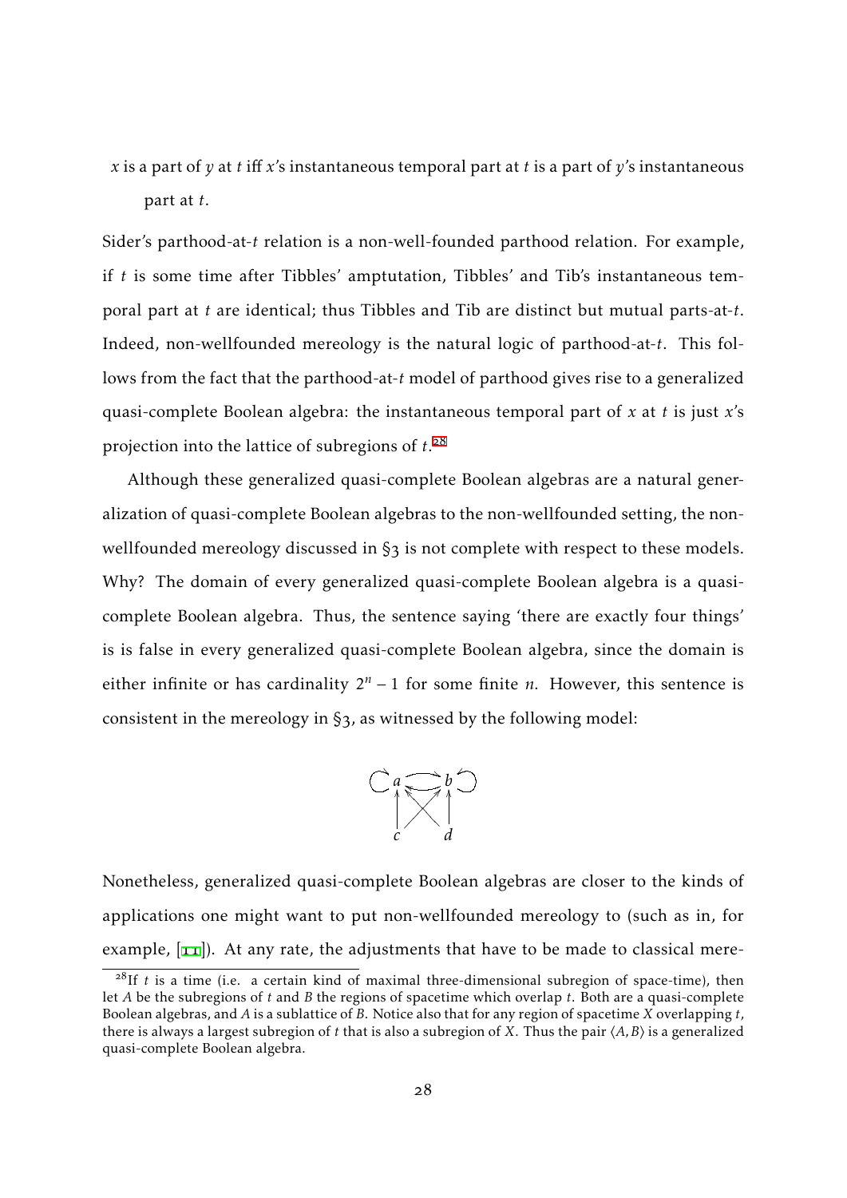*x* is a part of *y* at *t* iff *x*'s instantaneous temporal part at *t* is a part of *y*'s instantaneous part at *t*.

Sider's parthood-at-*t* relation is a non-well-founded parthood relation. For example, if *t* is some time after Tibbles' amptutation, Tibbles' and Tib's instantaneous temporal part at *t* are identical; thus Tibbles and Tib are distinct but mutual parts-at-*t*. Indeed, non-wellfounded mereology is the natural logic of parthood-at-*t*. This follows from the fact that the parthood-at-*t* model of parthood gives rise to a generalized quasi-complete Boolean algebra: the instantaneous temporal part of *x* at *t* is just *x*'s projection into the lattice of subregions of *t*.[28]

Although these generalized quasi-complete Boolean algebras are a natural generalization of quasi-complete Boolean algebras to the non-wellfounded setting, the non-wellfounded mereology discussed in §3 is not complete with respect to these models. Why? The domain of every generalized quasi-complete Boolean algebra is a quasi-complete Boolean algebra. Thus, the sentence saying 'there are exactly four things' is is false in every generalized quasi-complete Boolean algebra, since the domain is either infinite or has cardinality $2^n - 1$ for some finite $n$. However, this sentence is consistent in the mereology in §3, as witnessed by the following model:

Nonetheless, generalized quasi-complete Boolean algebras are closer to the kinds of applications one might want to put non-wellfounded mereology to (such as in, for example, [11]). At any rate, the adjustments that have to be made to classical mere-

[28] If *t* is a time (i.e. a certain kind of maximal three-dimensional subregion of space-time), then let *A* be the subregions of *t* and *B* the regions of spacetime which overlap *t*. Both are a quasi-complete Boolean algebras, and *A* is a sublattice of *B*. Notice also that for any region of spacetime *X* overlapping *t*, there is always a largest subregion of *t* that is also a subregion of *X*. Thus the pair $\langle A, B\rangle$ is a generalized quasi-complete Boolean algebra.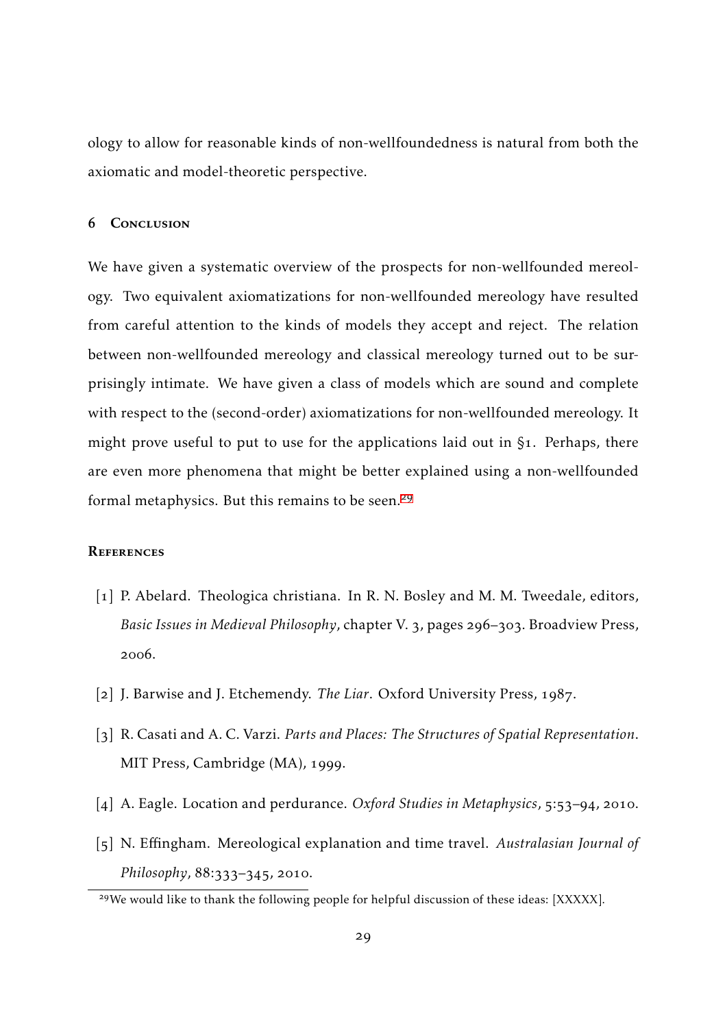ology to allow for reasonable kinds of non-wellfoundedness is natural from both the axiomatic and model-theoretic perspective.

## 6 Conclusion

We have given a systematic overview of the prospects for non-wellfounded mereology. Two equivalent axiomatizations for non-wellfounded mereology have resulted from careful attention to the kinds of models they accept and reject. The relation between non-wellfounded mereology and classical mereology turned out to be surprisingly intimate. We have given a class of models which are sound and complete with respect to the (second-order) axiomatizations for non-wellfounded mereology. It might prove useful to put to use for the applications laid out in §1. Perhaps, there are even more phenomena that might be better explained using a non-wellfounded formal metaphysics. But this remains to be seen.[29]

## References

[1] P. Abelard. Theologica christiana. In R. N. Bosley and M. M. Tweedale, editors, *Basic Issues in Medieval Philosophy*, chapter V. 3, pages 296–303. Broadview Press, 2006.

[2] J. Barwise and J. Etchemendy. *The Liar*. Oxford University Press, 1987.

[3] R. Casati and A. C. Varzi. *Parts and Places: The Structures of Spatial Representation*. MIT Press, Cambridge (MA), 1999.

[4] A. Eagle. Location and perdurance. *Oxford Studies in Metaphysics*, 5:53–94, 2010.

[5] N. Effingham. Mereological explanation and time travel. *Australasian Journal of Philosophy*, 88:333–345, 2010.

[29] We would like to thank the following people for helpful discussion of these ideas: [XXXXX].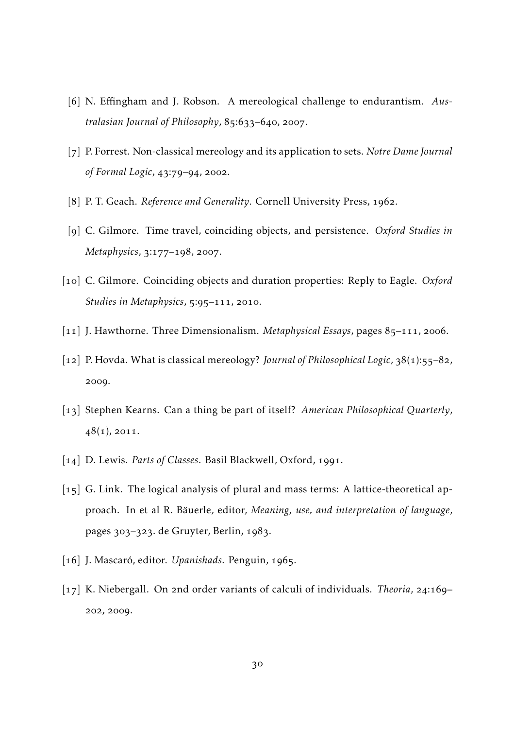[6] N. Effingham and J. Robson. A mereological challenge to endurantism. *Australasian Journal of Philosophy*, 85:633–640, 2007.

[7] P. Forrest. Non-classical mereology and its application to sets. *Notre Dame Journal of Formal Logic*, 43:79–94, 2002.

[8] P. T. Geach. *Reference and Generality*. Cornell University Press, 1962.

[9] C. Gilmore. Time travel, coinciding objects, and persistence. *Oxford Studies in Metaphysics*, 3:177–198, 2007.

[10] C. Gilmore. Coinciding objects and duration properties: Reply to Eagle. *Oxford Studies in Metaphysics*, 5:95–111, 2010.

[11] J. Hawthorne. Three Dimensionalism. *Metaphysical Essays*, pages 85–111, 2006.

[12] P. Hovda. What is classical mereology? *Journal of Philosophical Logic*, 38(1):55–82, 2009.

[13] Stephen Kearns. Can a thing be part of itself? *American Philosophical Quarterly*, 48(1), 2011.

[14] D. Lewis. *Parts of Classes*. Basil Blackwell, Oxford, 1991.

[15] G. Link. The logical analysis of plural and mass terms: A lattice-theoretical approach. In et al R. Bäuerle, editor, *Meaning, use, and interpretation of language*, pages 303–323. de Gruyter, Berlin, 1983.

[16] J. Mascaró, editor. *Upanishads*. Penguin, 1965.

[17] K. Niebergall. On 2nd order variants of calculi of individuals. *Theoria*, 24:169–202, 2009.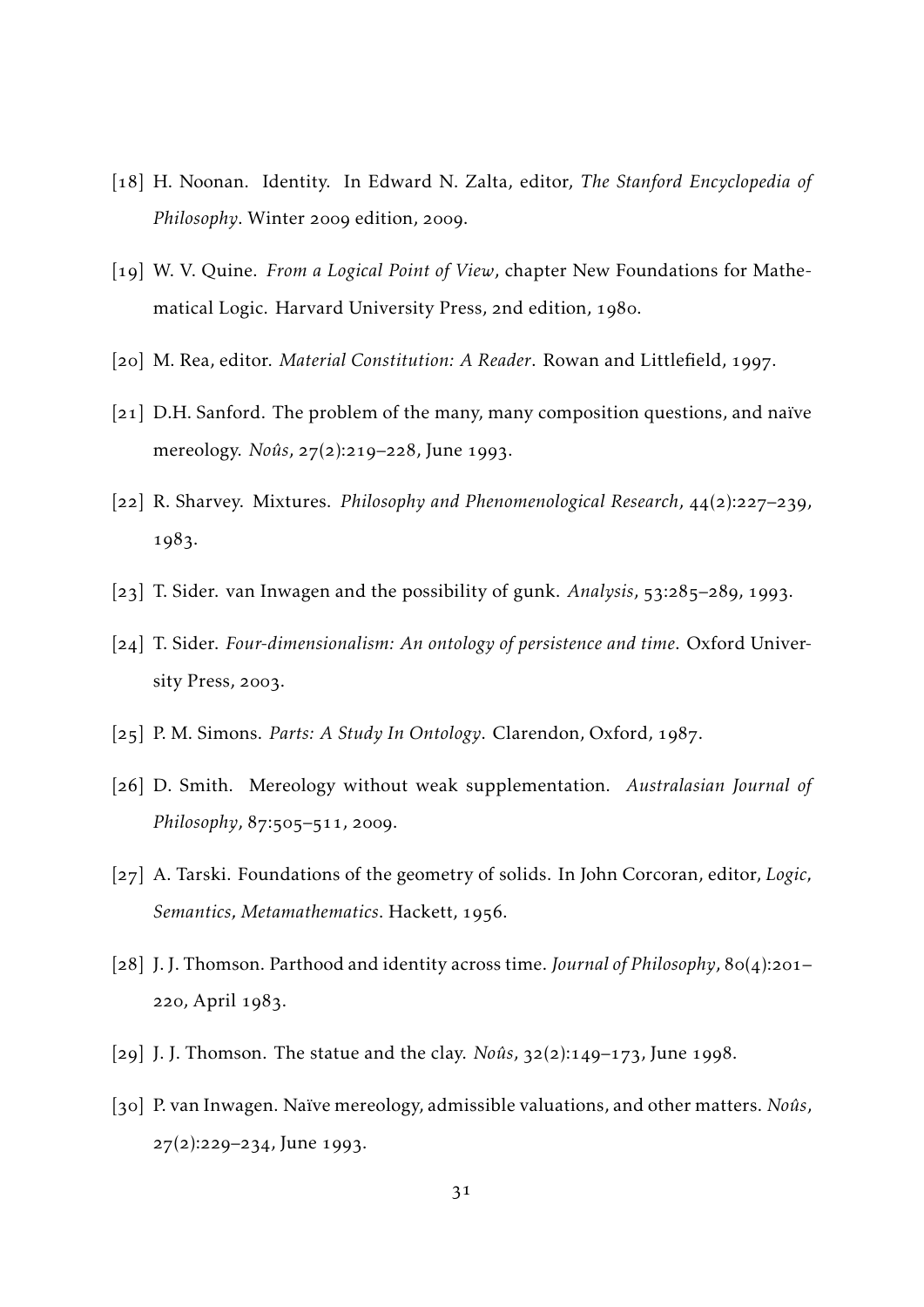[18] H. Noonan. Identity. In Edward N. Zalta, editor, *The Stanford Encyclopedia of Philosophy*. Winter 2009 edition, 2009.

[19] W. V. Quine. *From a Logical Point of View*, chapter New Foundations for Mathematical Logic. Harvard University Press, 2nd edition, 1980.

[20] M. Rea, editor. *Material Constitution: A Reader*. Rowan and Littlefield, 1997.

[21] D.H. Sanford. The problem of the many, many composition questions, and naïve mereology. *Noûs*, 27(2):219–228, June 1993.

[22] R. Sharvey. Mixtures. *Philosophy and Phenomenological Research*, 44(2):227–239, 1983.

[23] T. Sider. van Inwagen and the possibility of gunk. *Analysis*, 53:285–289, 1993.

[24] T. Sider. *Four-dimensionalism: An ontology of persistence and time*. Oxford University Press, 2003.

[25] P. M. Simons. *Parts: A Study In Ontology*. Clarendon, Oxford, 1987.

[26] D. Smith. Mereology without weak supplementation. *Australasian Journal of Philosophy*, 87:505–511, 2009.

[27] A. Tarski. Foundations of the geometry of solids. In John Corcoran, editor, *Logic, Semantics, Metamathematics*. Hackett, 1956.

[28] J. J. Thomson. Parthood and identity across time. *Journal of Philosophy*, 80(4):201–220, April 1983.

[29] J. J. Thomson. The statue and the clay. *Noûs*, 32(2):149–173, June 1998.

[30] P. van Inwagen. Naïve mereology, admissible valuations, and other matters. *Noûs*, 27(2):229–234, June 1993.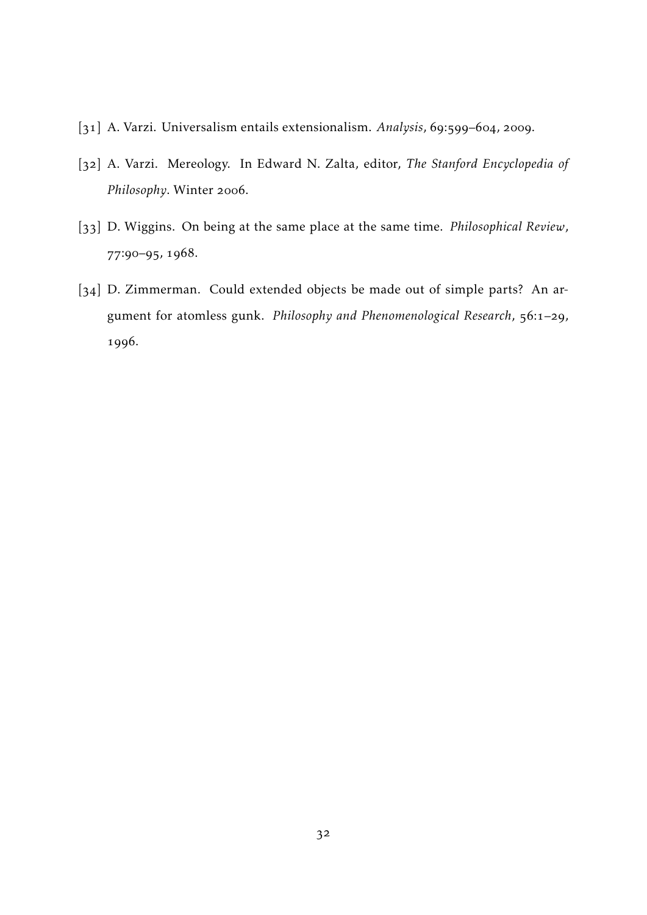[31] A. Varzi. Universalism entails extensionalism. *Analysis*, 69:599–604, 2009.

[32] A. Varzi. Mereology. In Edward N. Zalta, editor, *The Stanford Encyclopedia of Philosophy*. Winter 2006.

[33] D. Wiggins. On being at the same place at the same time. *Philosophical Review*, 77:90–95, 1968.

[34] D. Zimmerman. Could extended objects be made out of simple parts? An argument for atomless gunk. *Philosophy and Phenomenological Research*, 56:1–29, 1996.